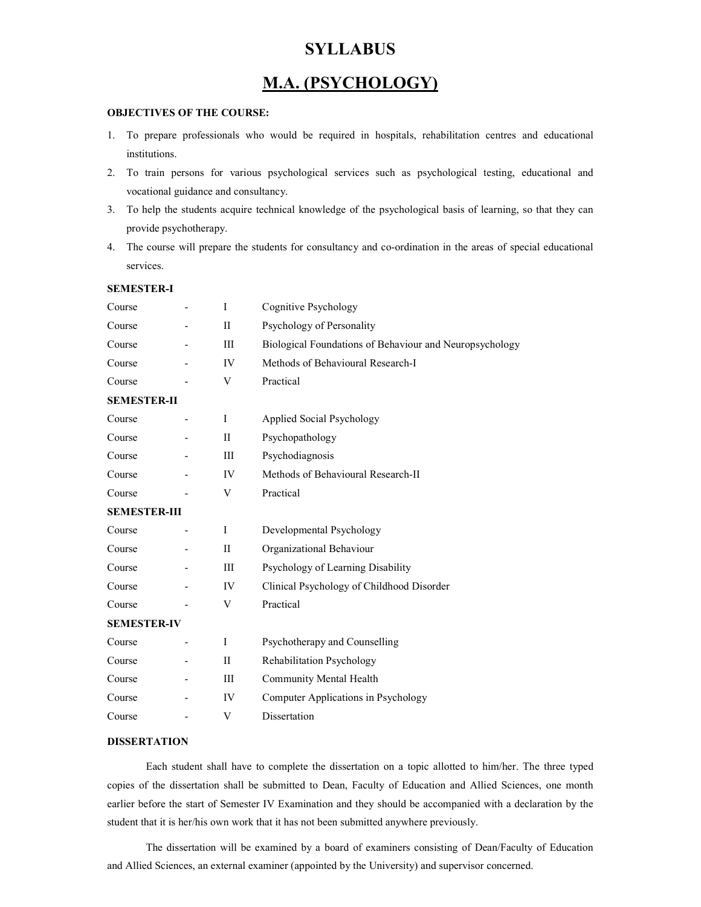# SYLLABUS

## M.A. (PSYCHOLOGY)

**OBJECTIVES OF THE COURSE:**

1. To prepare professionals who would be required in hospitals, rehabilitation centres and educational institutions.
2. To train persons for various psychological services such as psychological testing, educational and vocational guidance and consultancy.
3. To help the students acquire technical knowledge of the psychological basis of learning, so that they can provide psychotherapy.
4. The course will prepare the students for consultancy and co-ordination in the areas of special educational services.

**SEMESTER-I**

| | | | |
|---|---|---|---|
| Course | - | I | Cognitive Psychology |
| Course | - | II | Psychology of Personality |
| Course | - | III | Biological Foundations of Behaviour and Neuropsychology |
| Course | - | IV | Methods of Behavioural Research-I |
| Course | - | V | Practical |

**SEMESTER-II**

| | | | |
|---|---|---|---|
| Course | - | I | Applied Social Psychology |
| Course | - | II | Psychopathology |
| Course | - | III | Psychodiagnosis |
| Course | - | IV | Methods of Behavioural Research-II |
| Course | - | V | Practical |

**SEMESTER-III**

| | | | |
|---|---|---|---|
| Course | - | I | Developmental Psychology |
| Course | - | II | Organizational Behaviour |
| Course | - | III | Psychology of Learning Disability |
| Course | - | IV | Clinical Psychology of Childhood Disorder |
| Course | - | V | Practical |

**SEMESTER-IV**

| | | | |
|---|---|---|---|
| Course | - | I | Psychotherapy and Counselling |
| Course | - | II | Rehabilitation Psychology |
| Course | - | III | Community Mental Health |
| Course | - | IV | Computer Applications in Psychology |
| Course | - | V | Dissertation |

**DISSERTATION**

Each student shall have to complete the dissertation on a topic allotted to him/her. The three typed copies of the dissertation shall be submitted to Dean, Faculty of Education and Allied Sciences, one month earlier before the start of Semester IV Examination and they should be accompanied with a declaration by the student that it is her/his own work that it has not been submitted anywhere previously.

The dissertation will be examined by a board of examiners consisting of Dean/Faculty of Education and Allied Sciences, an external examiner (appointed by the University) and supervisor concerned.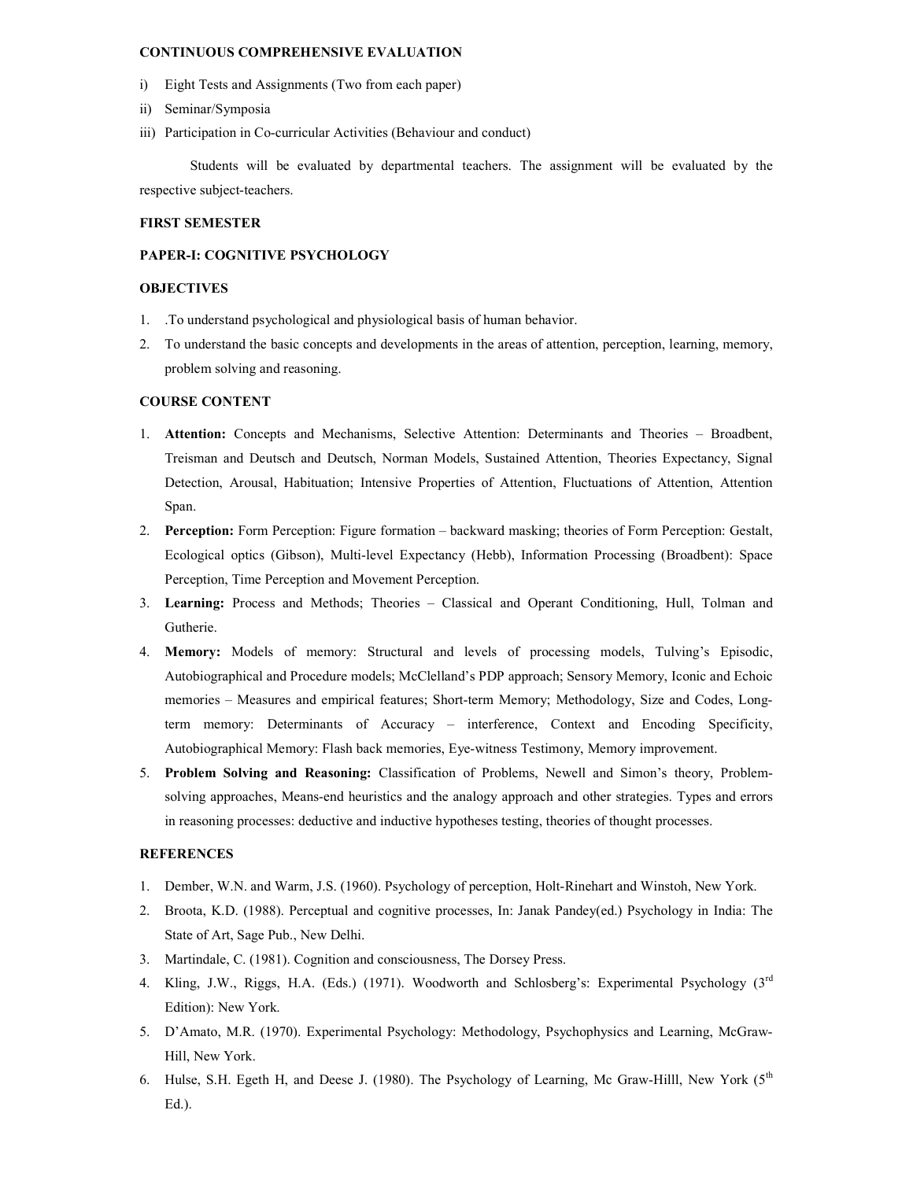**CONTINUOUS COMPREHENSIVE EVALUATION**

i) Eight Tests and Assignments (Two from each paper)

ii) Seminar/Symposia

iii) Participation in Co-curricular Activities (Behaviour and conduct)

Students will be evaluated by departmental teachers. The assignment will be evaluated by the respective subject-teachers.

**FIRST SEMESTER**

**PAPER-I: COGNITIVE PSYCHOLOGY**

**OBJECTIVES**

1. .To understand psychological and physiological basis of human behavior.
2. To understand the basic concepts and developments in the areas of attention, perception, learning, memory, problem solving and reasoning.

**COURSE CONTENT**

1. **Attention:** Concepts and Mechanisms, Selective Attention: Determinants and Theories – Broadbent, Treisman and Deutsch and Deutsch, Norman Models, Sustained Attention, Theories Expectancy, Signal Detection, Arousal, Habituation; Intensive Properties of Attention, Fluctuations of Attention, Attention Span.
2. **Perception:** Form Perception: Figure formation – backward masking; theories of Form Perception: Gestalt, Ecological optics (Gibson), Multi-level Expectancy (Hebb), Information Processing (Broadbent): Space Perception, Time Perception and Movement Perception.
3. **Learning:** Process and Methods; Theories – Classical and Operant Conditioning, Hull, Tolman and Gutherie.
4. **Memory:** Models of memory: Structural and levels of processing models, Tulving's Episodic, Autobiographical and Procedure models; McClelland's PDP approach; Sensory Memory, Iconic and Echoic memories – Measures and empirical features; Short-term Memory; Methodology, Size and Codes, Long-term memory: Determinants of Accuracy – interference, Context and Encoding Specificity, Autobiographical Memory: Flash back memories, Eye-witness Testimony, Memory improvement.
5. **Problem Solving and Reasoning:** Classification of Problems, Newell and Simon's theory, Problem-solving approaches, Means-end heuristics and the analogy approach and other strategies. Types and errors in reasoning processes: deductive and inductive hypotheses testing, theories of thought processes.

**REFERENCES**

1. Dember, W.N. and Warm, J.S. (1960). Psychology of perception, Holt-Rinehart and Winstoh, New York.
2. Broota, K.D. (1988). Perceptual and cognitive processes, In: Janak Pandey(ed.) Psychology in India: The State of Art, Sage Pub., New Delhi.
3. Martindale, C. (1981). Cognition and consciousness, The Dorsey Press.
4. Kling, J.W., Riggs, H.A. (Eds.) (1971). Woodworth and Schlosberg's: Experimental Psychology (3rd Edition): New York.
5. D'Amato, M.R. (1970). Experimental Psychology: Methodology, Psychophysics and Learning, McGraw-Hill, New York.
6. Hulse, S.H. Egeth H, and Deese J. (1980). The Psychology of Learning, Mc Graw-Hilll, New York (5th Ed.).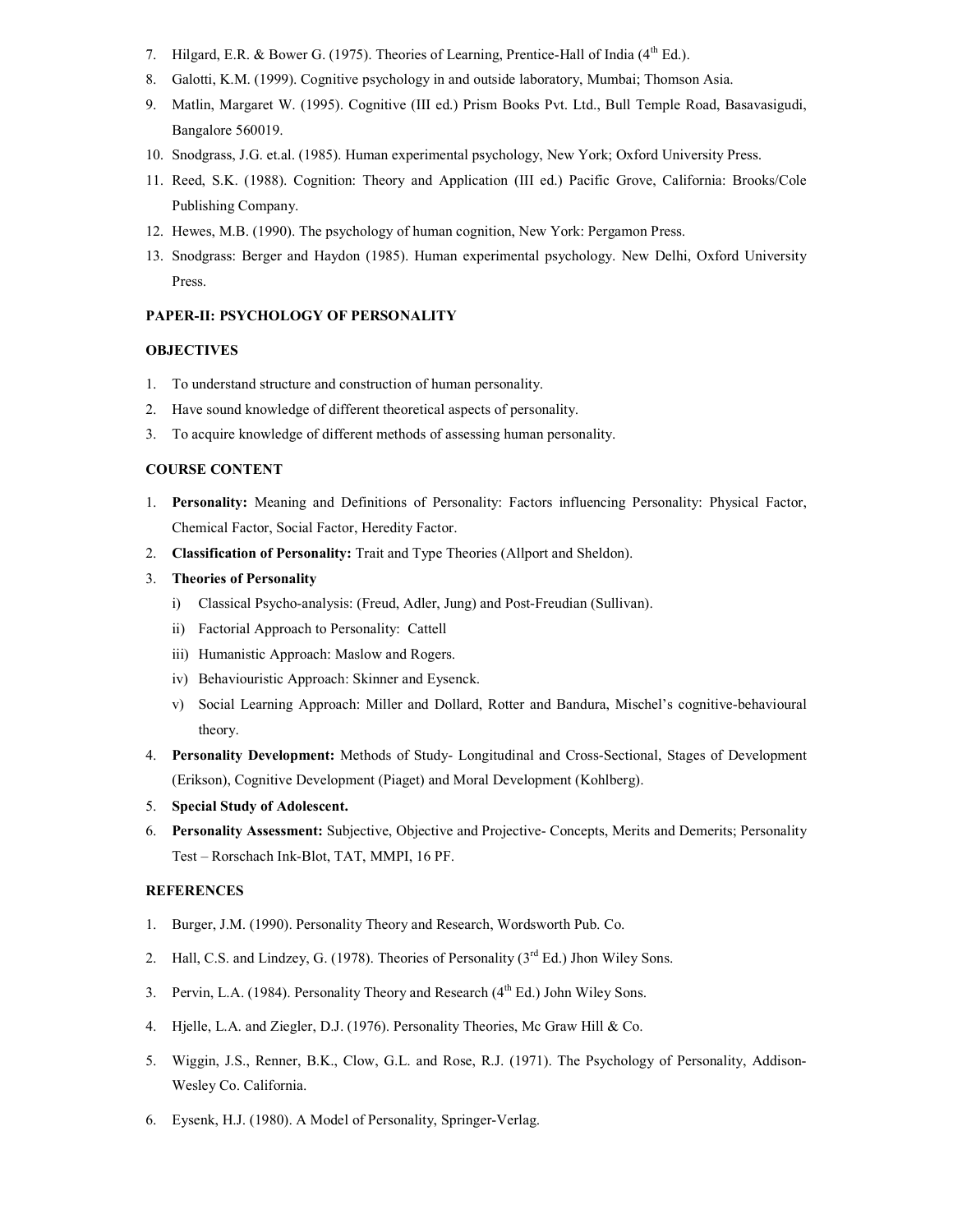7. Hilgard, E.R. & Bower G. (1975). Theories of Learning, Prentice-Hall of India (4th Ed.).
8. Galotti, K.M. (1999). Cognitive psychology in and outside laboratory, Mumbai; Thomson Asia.
9. Matlin, Margaret W. (1995). Cognitive (III ed.) Prism Books Pvt. Ltd., Bull Temple Road, Basavasigudi, Bangalore 560019.
10. Snodgrass, J.G. et.al. (1985). Human experimental psychology, New York; Oxford University Press.
11. Reed, S.K. (1988). Cognition: Theory and Application (III ed.) Pacific Grove, California: Brooks/Cole Publishing Company.
12. Hewes, M.B. (1990). The psychology of human cognition, New York: Pergamon Press.
13. Snodgrass: Berger and Haydon (1985). Human experimental psychology. New Delhi, Oxford University Press.

### PAPER-II: PSYCHOLOGY OF PERSONALITY

#### OBJECTIVES

1. To understand structure and construction of human personality.
2. Have sound knowledge of different theoretical aspects of personality.
3. To acquire knowledge of different methods of assessing human personality.

#### COURSE CONTENT

1. **Personality:** Meaning and Definitions of Personality: Factors influencing Personality: Physical Factor, Chemical Factor, Social Factor, Heredity Factor.
2. **Classification of Personality:** Trait and Type Theories (Allport and Sheldon).
3. **Theories of Personality**
   i) Classical Psycho-analysis: (Freud, Adler, Jung) and Post-Freudian (Sullivan).
   ii) Factorial Approach to Personality: Cattell
   iii) Humanistic Approach: Maslow and Rogers.
   iv) Behaviouristic Approach: Skinner and Eysenck.
   v) Social Learning Approach: Miller and Dollard, Rotter and Bandura, Mischel's cognitive-behavioural theory.
4. **Personality Development:** Methods of Study- Longitudinal and Cross-Sectional, Stages of Development (Erikson), Cognitive Development (Piaget) and Moral Development (Kohlberg).
5. **Special Study of Adolescent.**
6. **Personality Assessment:** Subjective, Objective and Projective- Concepts, Merits and Demerits; Personality Test – Rorschach Ink-Blot, TAT, MMPI, 16 PF.

#### REFERENCES

1. Burger, J.M. (1990). Personality Theory and Research, Wordsworth Pub. Co.
2. Hall, C.S. and Lindzey, G. (1978). Theories of Personality (3rd Ed.) Jhon Wiley Sons.
3. Pervin, L.A. (1984). Personality Theory and Research (4th Ed.) John Wiley Sons.
4. Hjelle, L.A. and Ziegler, D.J. (1976). Personality Theories, Mc Graw Hill & Co.
5. Wiggin, J.S., Renner, B.K., Clow, G.L. and Rose, R.J. (1971). The Psychology of Personality, Addison-Wesley Co. California.
6. Eysenk, H.J. (1980). A Model of Personality, Springer-Verlag.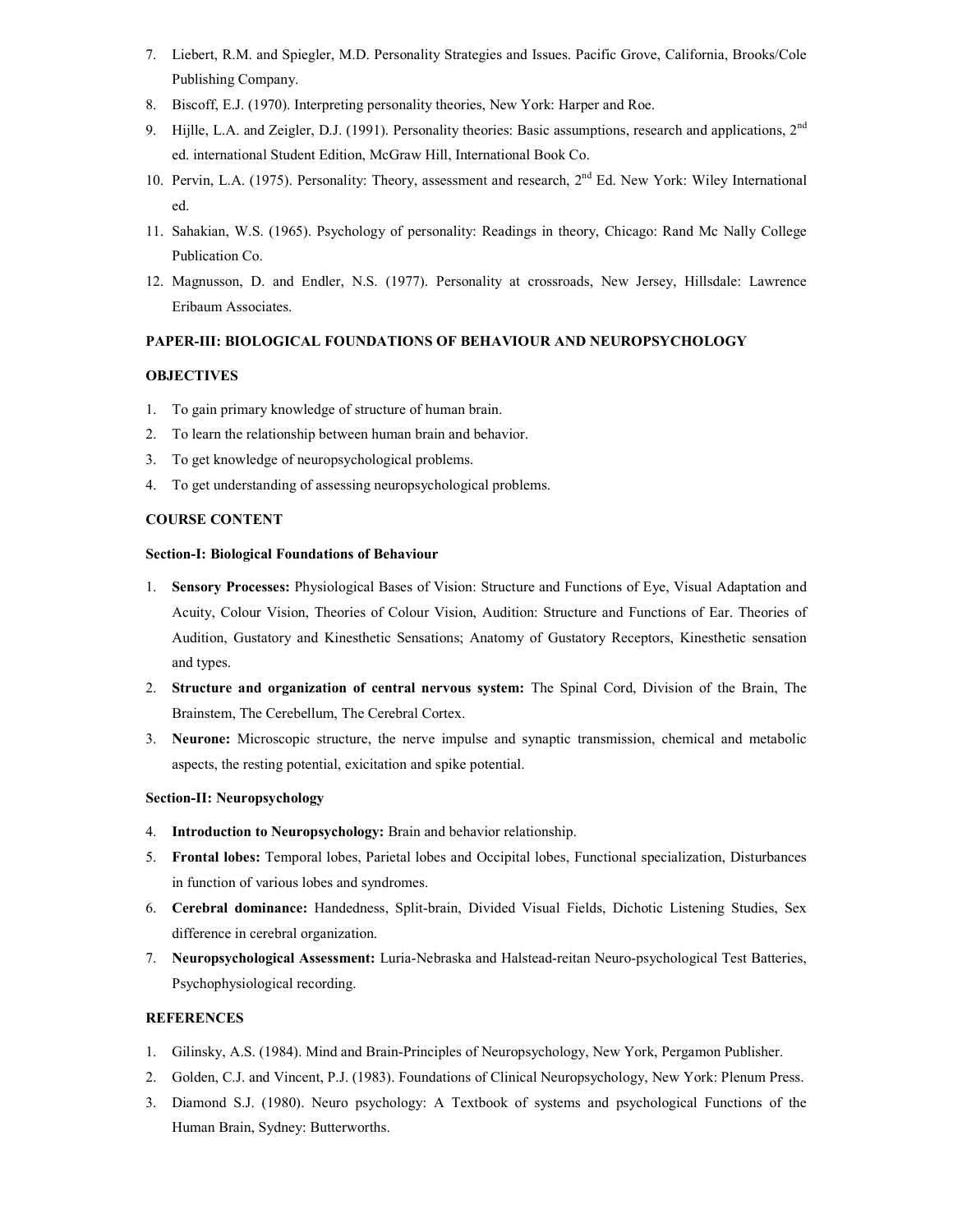7. Liebert, R.M. and Spiegler, M.D. Personality Strategies and Issues. Pacific Grove, California, Brooks/Cole Publishing Company.
8. Biscoff, E.J. (1970). Interpreting personality theories, New York: Harper and Roe.
9. Hijlle, L.A. and Zeigler, D.J. (1991). Personality theories: Basic assumptions, research and applications, 2nd ed. international Student Edition, McGraw Hill, International Book Co.
10. Pervin, L.A. (1975). Personality: Theory, assessment and research, 2nd Ed. New York: Wiley International ed.
11. Sahakian, W.S. (1965). Psychology of personality: Readings in theory, Chicago: Rand Mc Nally College Publication Co.
12. Magnusson, D. and Endler, N.S. (1977). Personality at crossroads, New Jersey, Hillsdale: Lawrence Eribaum Associates.

## PAPER-III: BIOLOGICAL FOUNDATIONS OF BEHAVIOUR AND NEUROPSYCHOLOGY

### OBJECTIVES

1. To gain primary knowledge of structure of human brain.
2. To learn the relationship between human brain and behavior.
3. To get knowledge of neuropsychological problems.
4. To get understanding of assessing neuropsychological problems.

### COURSE CONTENT

#### Section-I: Biological Foundations of Behaviour

1. **Sensory Processes:** Physiological Bases of Vision: Structure and Functions of Eye, Visual Adaptation and Acuity, Colour Vision, Theories of Colour Vision, Audition: Structure and Functions of Ear. Theories of Audition, Gustatory and Kinesthetic Sensations; Anatomy of Gustatory Receptors, Kinesthetic sensation and types.
2. **Structure and organization of central nervous system:** The Spinal Cord, Division of the Brain, The Brainstem, The Cerebellum, The Cerebral Cortex.
3. **Neurone:** Microscopic structure, the nerve impulse and synaptic transmission, chemical and metabolic aspects, the resting potential, exicitation and spike potential.

#### Section-II: Neuropsychology

4. **Introduction to Neuropsychology:** Brain and behavior relationship.
5. **Frontal lobes:** Temporal lobes, Parietal lobes and Occipital lobes, Functional specialization, Disturbances in function of various lobes and syndromes.
6. **Cerebral dominance:** Handedness, Split-brain, Divided Visual Fields, Dichotic Listening Studies, Sex difference in cerebral organization.
7. **Neuropsychological Assessment:** Luria-Nebraska and Halstead-reitan Neuro-psychological Test Batteries, Psychophysiological recording.

### REFERENCES

1. Gilinsky, A.S. (1984). Mind and Brain-Principles of Neuropsychology, New York, Pergamon Publisher.
2. Golden, C.J. and Vincent, P.J. (1983). Foundations of Clinical Neuropsychology, New York: Plenum Press.
3. Diamond S.J. (1980). Neuro psychology: A Textbook of systems and psychological Functions of the Human Brain, Sydney: Butterworths.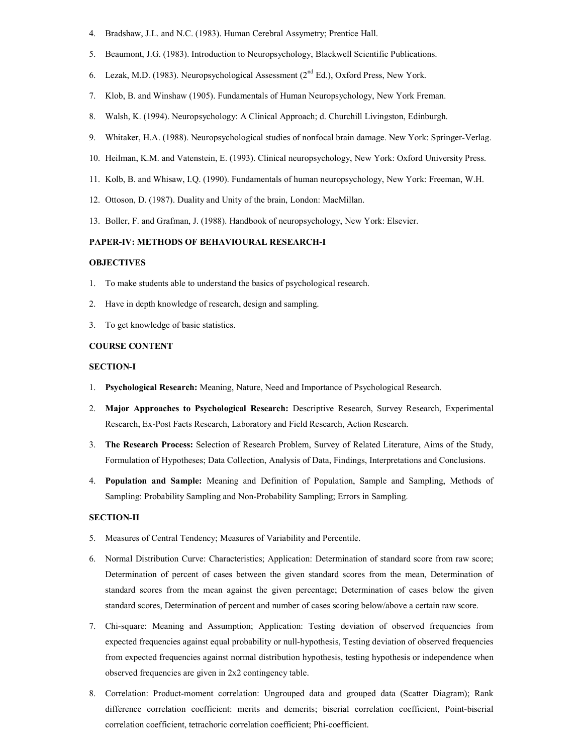4. Bradshaw, J.L. and N.C. (1983). Human Cerebral Assymetry; Prentice Hall.
5. Beaumont, J.G. (1983). Introduction to Neuropsychology, Blackwell Scientific Publications.
6. Lezak, M.D. (1983). Neuropsychological Assessment (2nd Ed.), Oxford Press, New York.
7. Klob, B. and Winshaw (1905). Fundamentals of Human Neuropsychology, New York Freman.
8. Walsh, K. (1994). Neuropsychology: A Clinical Approach; d. Churchill Livingston, Edinburgh.
9. Whitaker, H.A. (1988). Neuropsychological studies of nonfocal brain damage. New York: Springer-Verlag.
10. Heilman, K.M. and Vatenstein, E. (1993). Clinical neuropsychology, New York: Oxford University Press.
11. Kolb, B. and Whisaw, I.Q. (1990). Fundamentals of human neuropsychology, New York: Freeman, W.H.
12. Ottoson, D. (1987). Duality and Unity of the brain, London: MacMillan.
13. Boller, F. and Grafman, J. (1988). Handbook of neuropsychology, New York: Elsevier.

## PAPER-IV: METHODS OF BEHAVIOURAL RESEARCH-I

### OBJECTIVES

1. To make students able to understand the basics of psychological research.
2. Have in depth knowledge of research, design and sampling.
3. To get knowledge of basic statistics.

### COURSE CONTENT

### SECTION-I

1. **Psychological Research:** Meaning, Nature, Need and Importance of Psychological Research.
2. **Major Approaches to Psychological Research:** Descriptive Research, Survey Research, Experimental Research, Ex-Post Facts Research, Laboratory and Field Research, Action Research.
3. **The Research Process:** Selection of Research Problem, Survey of Related Literature, Aims of the Study, Formulation of Hypotheses; Data Collection, Analysis of Data, Findings, Interpretations and Conclusions.
4. **Population and Sample:** Meaning and Definition of Population, Sample and Sampling, Methods of Sampling: Probability Sampling and Non-Probability Sampling; Errors in Sampling.

### SECTION-II

5. Measures of Central Tendency; Measures of Variability and Percentile.
6. Normal Distribution Curve: Characteristics; Application: Determination of standard score from raw score; Determination of percent of cases between the given standard scores from the mean, Determination of standard scores from the mean against the given percentage; Determination of cases below the given standard scores, Determination of percent and number of cases scoring below/above a certain raw score.
7. Chi-square: Meaning and Assumption; Application: Testing deviation of observed frequencies from expected frequencies against equal probability or null-hypothesis, Testing deviation of observed frequencies from expected frequencies against normal distribution hypothesis, testing hypothesis or independence when observed frequencies are given in 2x2 contingency table.
8. Correlation: Product-moment correlation: Ungrouped data and grouped data (Scatter Diagram); Rank difference correlation coefficient: merits and demerits; biserial correlation coefficient, Point-biserial correlation coefficient, tetrachoric correlation coefficient; Phi-coefficient.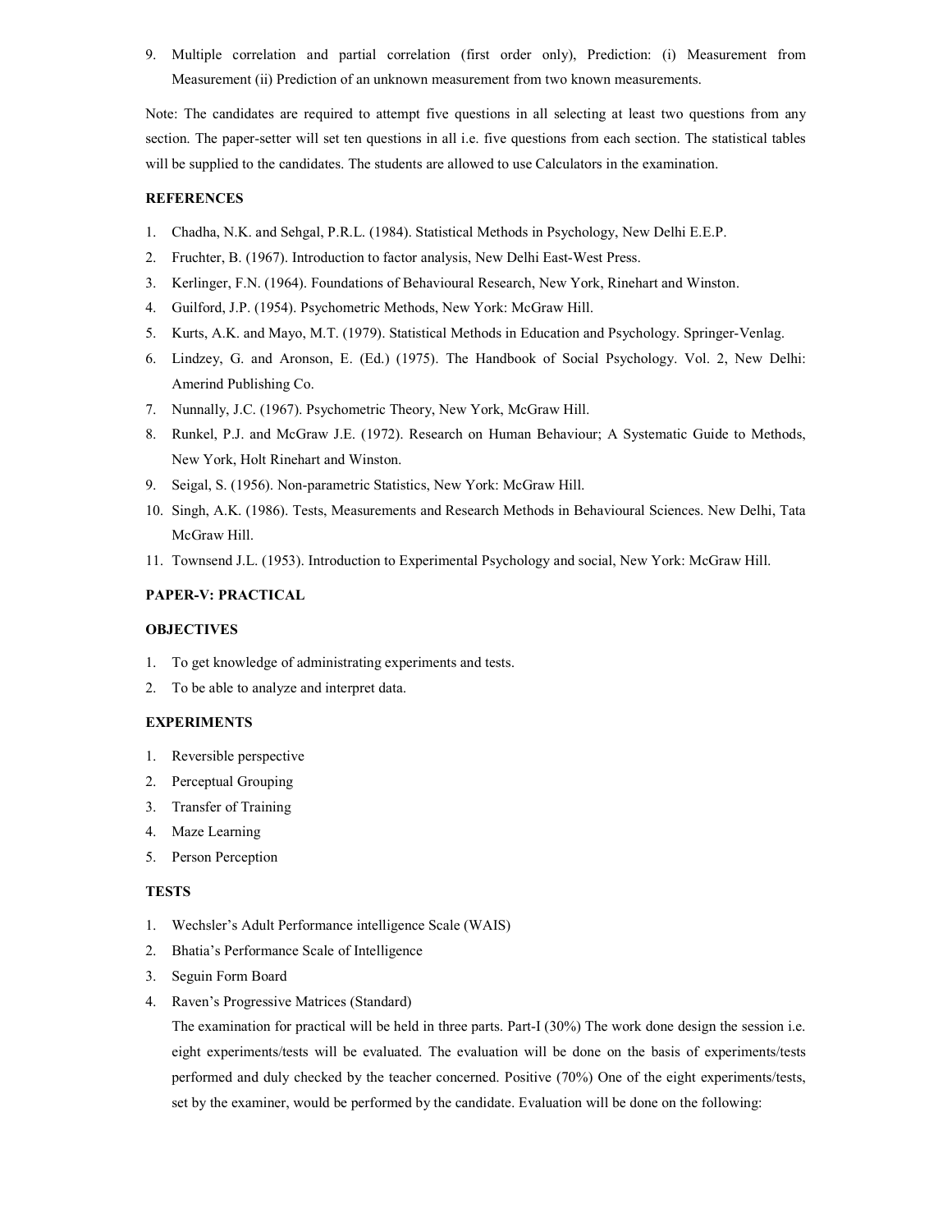9. Multiple correlation and partial correlation (first order only), Prediction: (i) Measurement from Measurement (ii) Prediction of an unknown measurement from two known measurements.

Note: The candidates are required to attempt five questions in all selecting at least two questions from any section. The paper-setter will set ten questions in all i.e. five questions from each section. The statistical tables will be supplied to the candidates. The students are allowed to use Calculators in the examination.

**REFERENCES**

1. Chadha, N.K. and Sehgal, P.R.L. (1984). Statistical Methods in Psychology, New Delhi E.E.P.
2. Fruchter, B. (1967). Introduction to factor analysis, New Delhi East-West Press.
3. Kerlinger, F.N. (1964). Foundations of Behavioural Research, New York, Rinehart and Winston.
4. Guilford, J.P. (1954). Psychometric Methods, New York: McGraw Hill.
5. Kurts, A.K. and Mayo, M.T. (1979). Statistical Methods in Education and Psychology. Springer-Venlag.
6. Lindzey, G. and Aronson, E. (Ed.) (1975). The Handbook of Social Psychology. Vol. 2, New Delhi: Amerind Publishing Co.
7. Nunnally, J.C. (1967). Psychometric Theory, New York, McGraw Hill.
8. Runkel, P.J. and McGraw J.E. (1972). Research on Human Behaviour; A Systematic Guide to Methods, New York, Holt Rinehart and Winston.
9. Seigal, S. (1956). Non-parametric Statistics, New York: McGraw Hill.
10. Singh, A.K. (1986). Tests, Measurements and Research Methods in Behavioural Sciences. New Delhi, Tata McGraw Hill.
11. Townsend J.L. (1953). Introduction to Experimental Psychology and social, New York: McGraw Hill.

**PAPER-V: PRACTICAL**

**OBJECTIVES**

1. To get knowledge of administrating experiments and tests.
2. To be able to analyze and interpret data.

**EXPERIMENTS**

1. Reversible perspective
2. Perceptual Grouping
3. Transfer of Training
4. Maze Learning
5. Person Perception

**TESTS**

1. Wechsler's Adult Performance intelligence Scale (WAIS)
2. Bhatia's Performance Scale of Intelligence
3. Seguin Form Board
4. Raven's Progressive Matrices (Standard)

   The examination for practical will be held in three parts. Part-I (30%) The work done design the session i.e. eight experiments/tests will be evaluated. The evaluation will be done on the basis of experiments/tests performed and duly checked by the teacher concerned. Positive (70%) One of the eight experiments/tests, set by the examiner, would be performed by the candidate. Evaluation will be done on the following: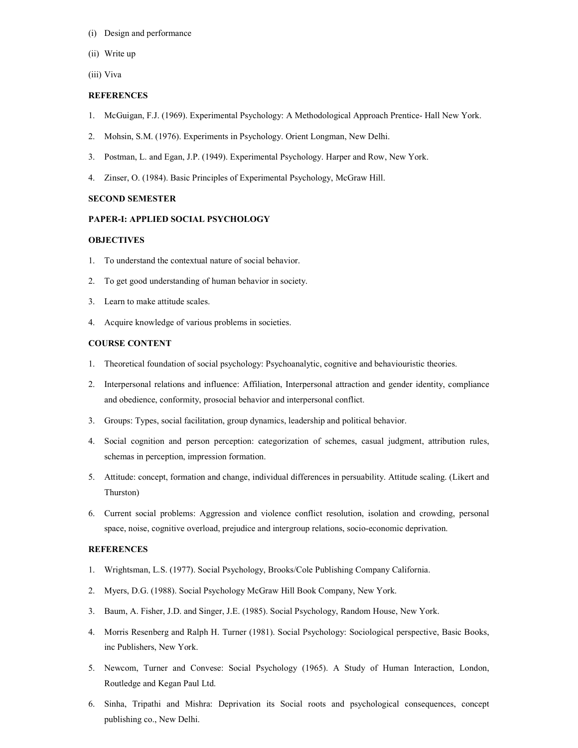(i) Design and performance

(ii) Write up

(iii) Viva

**REFERENCES**

1. McGuigan, F.J. (1969). Experimental Psychology: A Methodological Approach Prentice- Hall New York.
2. Mohsin, S.M. (1976). Experiments in Psychology. Orient Longman, New Delhi.
3. Postman, L. and Egan, J.P. (1949). Experimental Psychology. Harper and Row, New York.
4. Zinser, O. (1984). Basic Principles of Experimental Psychology, McGraw Hill.

**SECOND SEMESTER**

**PAPER-I: APPLIED SOCIAL PSYCHOLOGY**

**OBJECTIVES**

1. To understand the contextual nature of social behavior.
2. To get good understanding of human behavior in society.
3. Learn to make attitude scales.
4. Acquire knowledge of various problems in societies.

**COURSE CONTENT**

1. Theoretical foundation of social psychology: Psychoanalytic, cognitive and behaviouristic theories.
2. Interpersonal relations and influence: Affiliation, Interpersonal attraction and gender identity, compliance and obedience, conformity, prosocial behavior and interpersonal conflict.
3. Groups: Types, social facilitation, group dynamics, leadership and political behavior.
4. Social cognition and person perception: categorization of schemes, casual judgment, attribution rules, schemas in perception, impression formation.
5. Attitude: concept, formation and change, individual differences in persuability. Attitude scaling. (Likert and Thurston)
6. Current social problems: Aggression and violence conflict resolution, isolation and crowding, personal space, noise, cognitive overload, prejudice and intergroup relations, socio-economic deprivation.

**REFERENCES**

1. Wrightsman, L.S. (1977). Social Psychology, Brooks/Cole Publishing Company California.
2. Myers, D.G. (1988). Social Psychology McGraw Hill Book Company, New York.
3. Baum, A. Fisher, J.D. and Singer, J.E. (1985). Social Psychology, Random House, New York.
4. Morris Resenberg and Ralph H. Turner (1981). Social Psychology: Sociological perspective, Basic Books, inc Publishers, New York.
5. Newcom, Turner and Convese: Social Psychology (1965). A Study of Human Interaction, London, Routledge and Kegan Paul Ltd.
6. Sinha, Tripathi and Mishra: Deprivation its Social roots and psychological consequences, concept publishing co., New Delhi.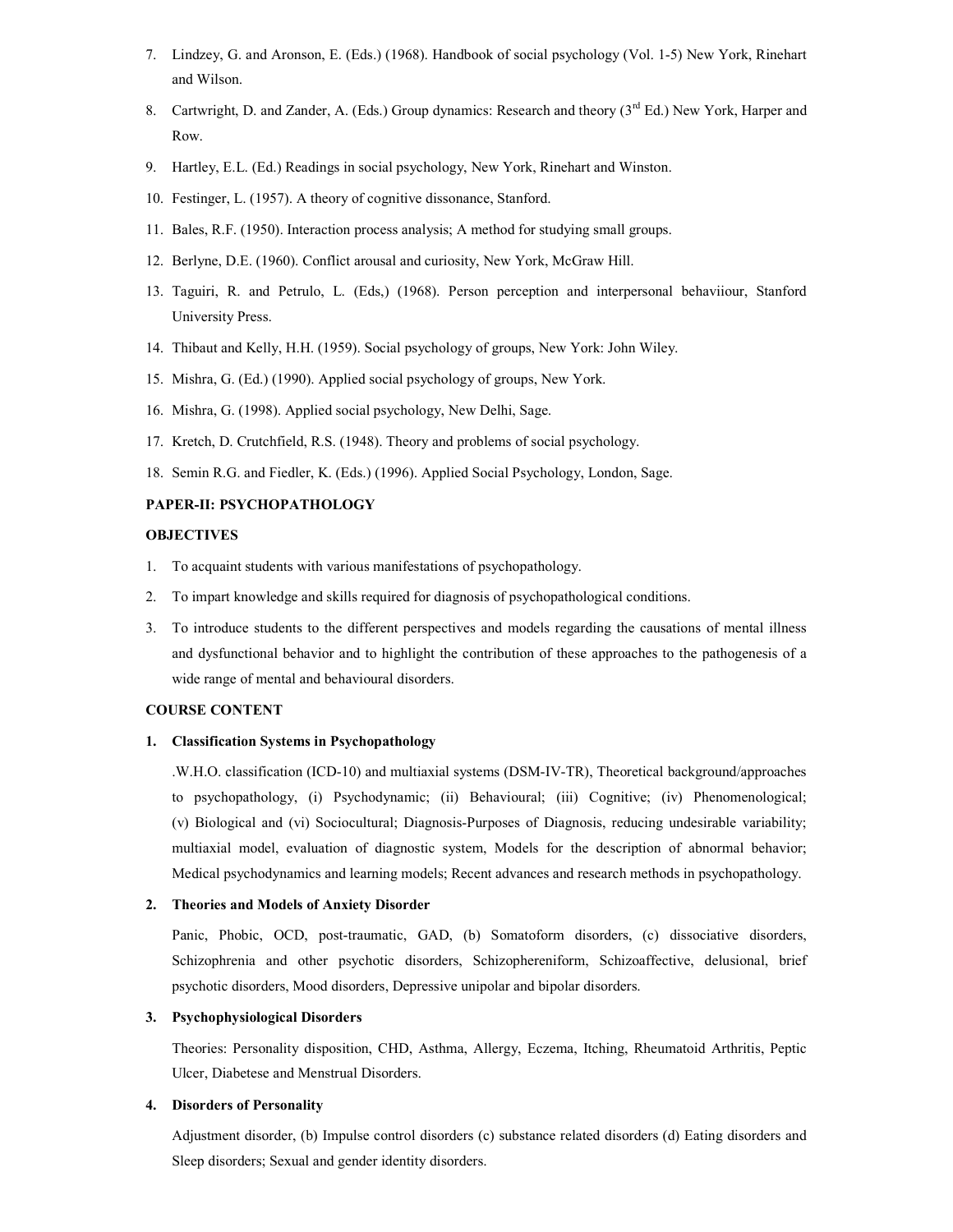7. Lindzey, G. and Aronson, E. (Eds.) (1968). Handbook of social psychology (Vol. 1-5) New York, Rinehart and Wilson.
8. Cartwright, D. and Zander, A. (Eds.) Group dynamics: Research and theory (3rd Ed.) New York, Harper and Row.
9. Hartley, E.L. (Ed.) Readings in social psychology, New York, Rinehart and Winston.
10. Festinger, L. (1957). A theory of cognitive dissonance, Stanford.
11. Bales, R.F. (1950). Interaction process analysis; A method for studying small groups.
12. Berlyne, D.E. (1960). Conflict arousal and curiosity, New York, McGraw Hill.
13. Taguiri, R. and Petrulo, L. (Eds,) (1968). Person perception and interpersonal behaviiour, Stanford University Press.
14. Thibaut and Kelly, H.H. (1959). Social psychology of groups, New York: John Wiley.
15. Mishra, G. (Ed.) (1990). Applied social psychology of groups, New York.
16. Mishra, G. (1998). Applied social psychology, New Delhi, Sage.
17. Kretch, D. Crutchfield, R.S. (1948). Theory and problems of social psychology.
18. Semin R.G. and Fiedler, K. (Eds.) (1996). Applied Social Psychology, London, Sage.

**PAPER-II: PSYCHOPATHOLOGY**

**OBJECTIVES**

1. To acquaint students with various manifestations of psychopathology.
2. To impart knowledge and skills required for diagnosis of psychopathological conditions.
3. To introduce students to the different perspectives and models regarding the causations of mental illness and dysfunctional behavior and to highlight the contribution of these approaches to the pathogenesis of a wide range of mental and behavioural disorders.

**COURSE CONTENT**

1. **Classification Systems in Psychopathology**

   .W.H.O. classification (ICD-10) and multiaxial systems (DSM-IV-TR), Theoretical background/approaches to psychopathology, (i) Psychodynamic; (ii) Behavioural; (iii) Cognitive; (iv) Phenomenological; (v) Biological and (vi) Sociocultural; Diagnosis-Purposes of Diagnosis, reducing undesirable variability; multiaxial model, evaluation of diagnostic system, Models for the description of abnormal behavior; Medical psychodynamics and learning models; Recent advances and research methods in psychopathology.

2. **Theories and Models of Anxiety Disorder**

   Panic, Phobic, OCD, post-traumatic, GAD, (b) Somatoform disorders, (c) dissociative disorders, Schizophrenia and other psychotic disorders, Schizophereniform, Schizoaffective, delusional, brief psychotic disorders, Mood disorders, Depressive unipolar and bipolar disorders.

3. **Psychophysiological Disorders**

   Theories: Personality disposition, CHD, Asthma, Allergy, Eczema, Itching, Rheumatoid Arthritis, Peptic Ulcer, Diabetese and Menstrual Disorders.

4. **Disorders of Personality**

   Adjustment disorder, (b) Impulse control disorders (c) substance related disorders (d) Eating disorders and Sleep disorders; Sexual and gender identity disorders.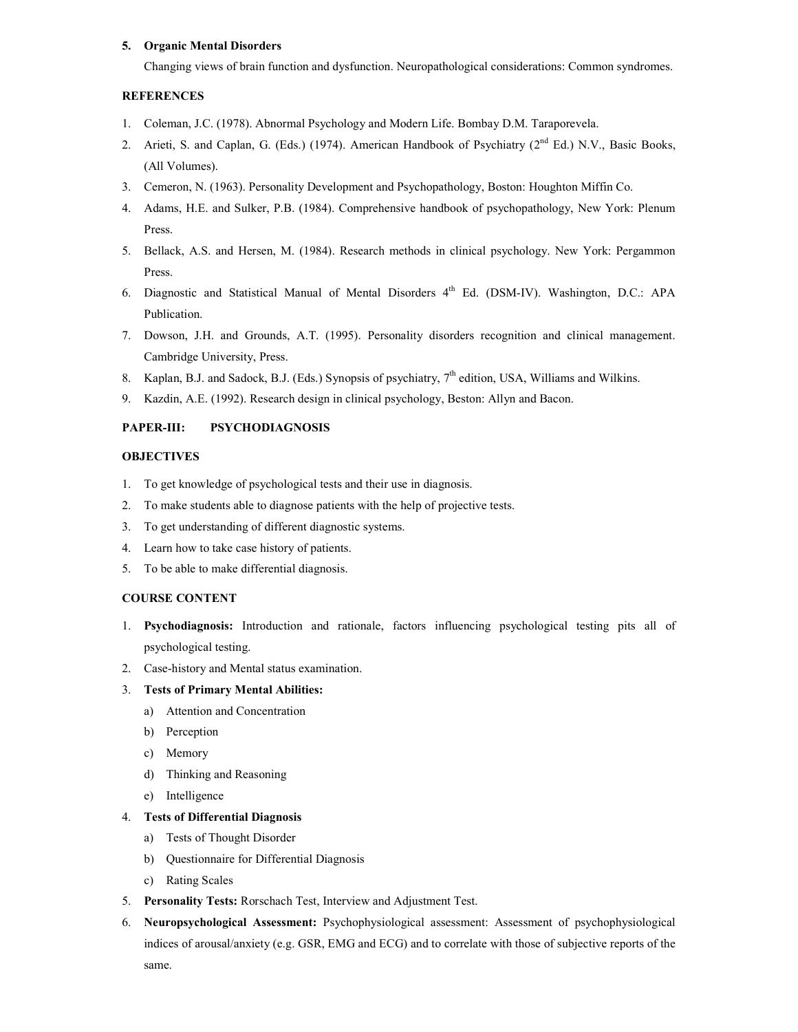5. **Organic Mental Disorders**

   Changing views of brain function and dysfunction. Neuropathological considerations: Common syndromes.

**REFERENCES**

1. Coleman, J.C. (1978). Abnormal Psychology and Modern Life. Bombay D.M. Taraporevela.
2. Arieti, S. and Caplan, G. (Eds.) (1974). American Handbook of Psychiatry (2nd Ed.) N.V., Basic Books, (All Volumes).
3. Cemeron, N. (1963). Personality Development and Psychopathology, Boston: Houghton Miffin Co.
4. Adams, H.E. and Sulker, P.B. (1984). Comprehensive handbook of psychopathology, New York: Plenum Press.
5. Bellack, A.S. and Hersen, M. (1984). Research methods in clinical psychology. New York: Pergammon Press.
6. Diagnostic and Statistical Manual of Mental Disorders 4th Ed. (DSM-IV). Washington, D.C.: APA Publication.
7. Dowson, J.H. and Grounds, A.T. (1995). Personality disorders recognition and clinical management. Cambridge University, Press.
8. Kaplan, B.J. and Sadock, B.J. (Eds.) Synopsis of psychiatry, 7th edition, USA, Williams and Wilkins.
9. Kazdin, A.E. (1992). Research design in clinical psychology, Beston: Allyn and Bacon.

**PAPER-III: PSYCHODIAGNOSIS**

**OBJECTIVES**

1. To get knowledge of psychological tests and their use in diagnosis.
2. To make students able to diagnose patients with the help of projective tests.
3. To get understanding of different diagnostic systems.
4. Learn how to take case history of patients.
5. To be able to make differential diagnosis.

**COURSE CONTENT**

1. **Psychodiagnosis:** Introduction and rationale, factors influencing psychological testing pits all of psychological testing.
2. Case-history and Mental status examination.
3. **Tests of Primary Mental Abilities:**
   a) Attention and Concentration
   b) Perception
   c) Memory
   d) Thinking and Reasoning
   e) Intelligence
4. **Tests of Differential Diagnosis**
   a) Tests of Thought Disorder
   b) Questionnaire for Differential Diagnosis
   c) Rating Scales
5. **Personality Tests:** Rorschach Test, Interview and Adjustment Test.
6. **Neuropsychological Assessment:** Psychophysiological assessment: Assessment of psychophysiological indices of arousal/anxiety (e.g. GSR, EMG and ECG) and to correlate with those of subjective reports of the same.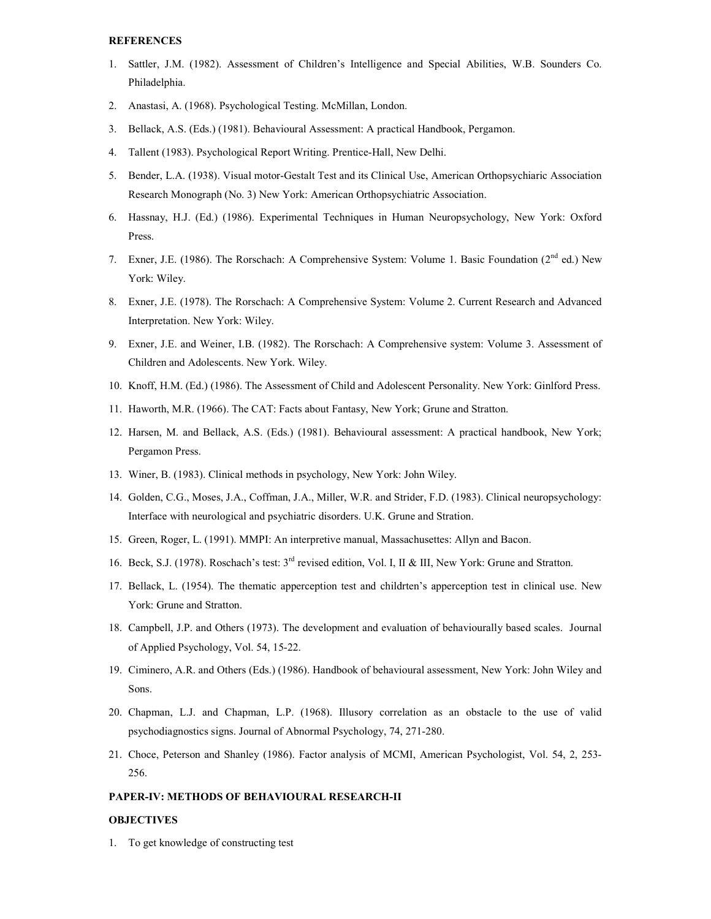**REFERENCES**

1. Sattler, J.M. (1982). Assessment of Children's Intelligence and Special Abilities, W.B. Sounders Co. Philadelphia.
2. Anastasi, A. (1968). Psychological Testing. McMillan, London.
3. Bellack, A.S. (Eds.) (1981). Behavioural Assessment: A practical Handbook, Pergamon.
4. Tallent (1983). Psychological Report Writing. Prentice-Hall, New Delhi.
5. Bender, L.A. (1938). Visual motor-Gestalt Test and its Clinical Use, American Orthopsychiaric Association Research Monograph (No. 3) New York: American Orthopsychiatric Association.
6. Hassnay, H.J. (Ed.) (1986). Experimental Techniques in Human Neuropsychology, New York: Oxford Press.
7. Exner, J.E. (1986). The Rorschach: A Comprehensive System: Volume 1. Basic Foundation (2nd ed.) New York: Wiley.
8. Exner, J.E. (1978). The Rorschach: A Comprehensive System: Volume 2. Current Research and Advanced Interpretation. New York: Wiley.
9. Exner, J.E. and Weiner, I.B. (1982). The Rorschach: A Comprehensive system: Volume 3. Assessment of Children and Adolescents. New York. Wiley.
10. Knoff, H.M. (Ed.) (1986). The Assessment of Child and Adolescent Personality. New York: Ginlford Press.
11. Haworth, M.R. (1966). The CAT: Facts about Fantasy, New York; Grune and Stratton.
12. Harsen, M. and Bellack, A.S. (Eds.) (1981). Behavioural assessment: A practical handbook, New York; Pergamon Press.
13. Winer, B. (1983). Clinical methods in psychology, New York: John Wiley.
14. Golden, C.G., Moses, J.A., Coffman, J.A., Miller, W.R. and Strider, F.D. (1983). Clinical neuropsychology: Interface with neurological and psychiatric disorders. U.K. Grune and Stration.
15. Green, Roger, L. (1991). MMPI: An interpretive manual, Massachusettes: Allyn and Bacon.
16. Beck, S.J. (1978). Roschach's test: 3rd revised edition, Vol. I, II & III, New York: Grune and Stratton.
17. Bellack, L. (1954). The thematic apperception test and childrten's apperception test in clinical use. New York: Grune and Stratton.
18. Campbell, J.P. and Others (1973). The development and evaluation of behaviourally based scales. Journal of Applied Psychology, Vol. 54, 15-22.
19. Ciminero, A.R. and Others (Eds.) (1986). Handbook of behavioural assessment, New York: John Wiley and Sons.
20. Chapman, L.J. and Chapman, L.P. (1968). Illusory correlation as an obstacle to the use of valid psychodiagnostics signs. Journal of Abnormal Psychology, 74, 271-280.
21. Choce, Peterson and Shanley (1986). Factor analysis of MCMI, American Psychologist, Vol. 54, 2, 253-256.

**PAPER-IV: METHODS OF BEHAVIOURAL RESEARCH-II**

**OBJECTIVES**

1. To get knowledge of constructing test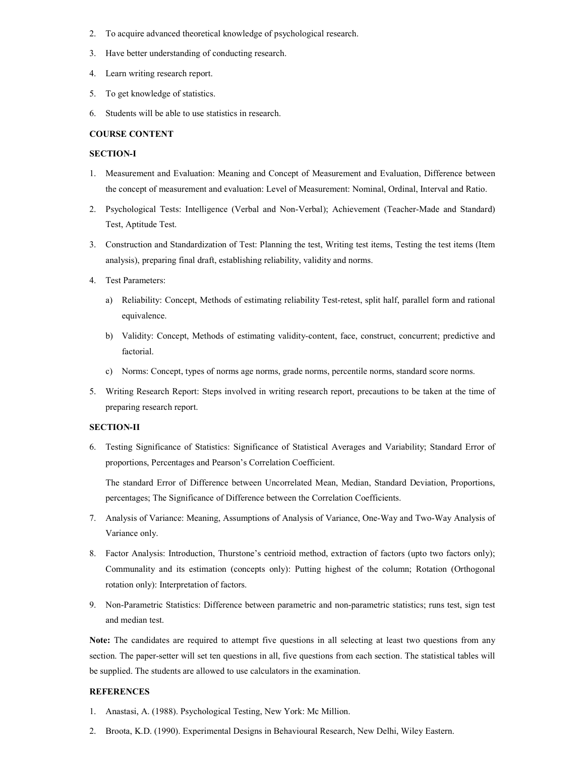2. To acquire advanced theoretical knowledge of psychological research.
3. Have better understanding of conducting research.
4. Learn writing research report.
5. To get knowledge of statistics.
6. Students will be able to use statistics in research.

**COURSE CONTENT**

**SECTION-I**

1. Measurement and Evaluation: Meaning and Concept of Measurement and Evaluation, Difference between the concept of measurement and evaluation: Level of Measurement: Nominal, Ordinal, Interval and Ratio.
2. Psychological Tests: Intelligence (Verbal and Non-Verbal); Achievement (Teacher-Made and Standard) Test, Aptitude Test.
3. Construction and Standardization of Test: Planning the test, Writing test items, Testing the test items (Item analysis), preparing final draft, establishing reliability, validity and norms.
4. Test Parameters:
   a) Reliability: Concept, Methods of estimating reliability Test-retest, split half, parallel form and rational equivalence.
   b) Validity: Concept, Methods of estimating validity-content, face, construct, concurrent; predictive and factorial.
   c) Norms: Concept, types of norms age norms, grade norms, percentile norms, standard score norms.
5. Writing Research Report: Steps involved in writing research report, precautions to be taken at the time of preparing research report.

**SECTION-II**

6. Testing Significance of Statistics: Significance of Statistical Averages and Variability; Standard Error of proportions, Percentages and Pearson's Correlation Coefficient.

   The standard Error of Difference between Uncorrelated Mean, Median, Standard Deviation, Proportions, percentages; The Significance of Difference between the Correlation Coefficients.
7. Analysis of Variance: Meaning, Assumptions of Analysis of Variance, One-Way and Two-Way Analysis of Variance only.
8. Factor Analysis: Introduction, Thurstone's centrioid method, extraction of factors (upto two factors only); Communality and its estimation (concepts only): Putting highest of the column; Rotation (Orthogonal rotation only): Interpretation of factors.
9. Non-Parametric Statistics: Difference between parametric and non-parametric statistics; runs test, sign test and median test.

**Note:** The candidates are required to attempt five questions in all selecting at least two questions from any section. The paper-setter will set ten questions in all, five questions from each section. The statistical tables will be supplied. The students are allowed to use calculators in the examination.

**REFERENCES**

1. Anastasi, A. (1988). Psychological Testing, New York: Mc Million.
2. Broota, K.D. (1990). Experimental Designs in Behavioural Research, New Delhi, Wiley Eastern.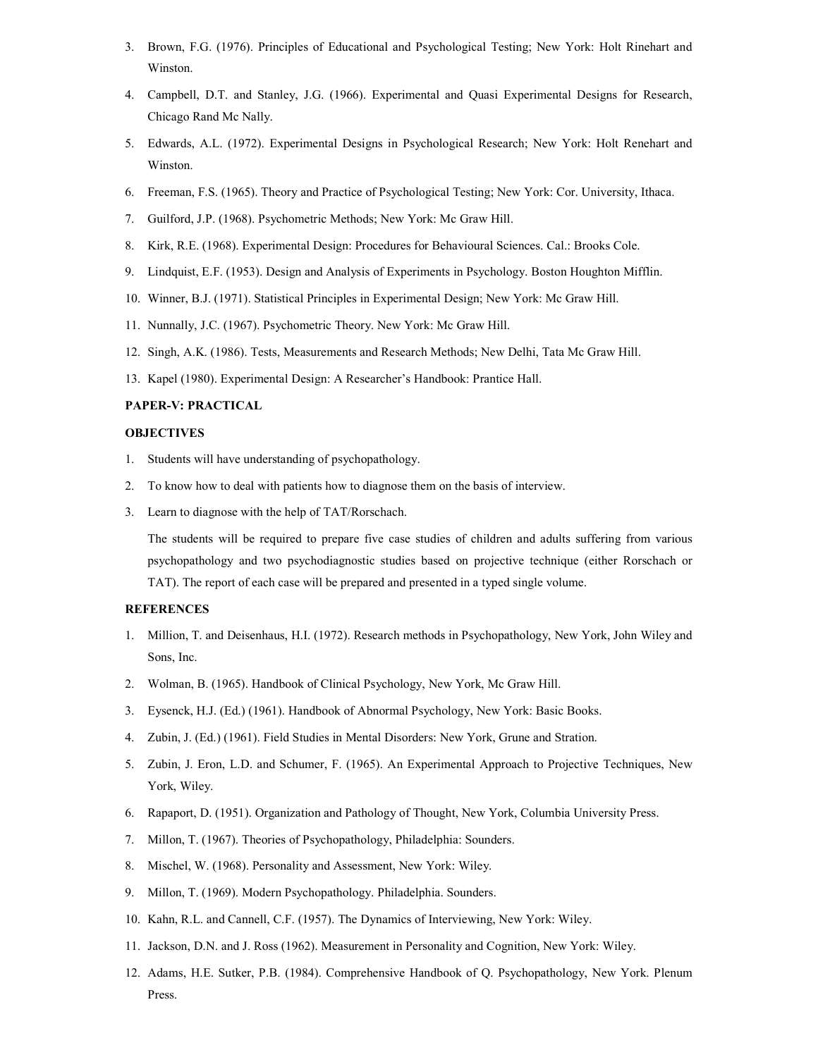3. Brown, F.G. (1976). Principles of Educational and Psychological Testing; New York: Holt Rinehart and Winston.
4. Campbell, D.T. and Stanley, J.G. (1966). Experimental and Quasi Experimental Designs for Research, Chicago Rand Mc Nally.
5. Edwards, A.L. (1972). Experimental Designs in Psychological Research; New York: Holt Renehart and Winston.
6. Freeman, F.S. (1965). Theory and Practice of Psychological Testing; New York: Cor. University, Ithaca.
7. Guilford, J.P. (1968). Psychometric Methods; New York: Mc Graw Hill.
8. Kirk, R.E. (1968). Experimental Design: Procedures for Behavioural Sciences. Cal.: Brooks Cole.
9. Lindquist, E.F. (1953). Design and Analysis of Experiments in Psychology. Boston Houghton Mifflin.
10. Winner, B.J. (1971). Statistical Principles in Experimental Design; New York: Mc Graw Hill.
11. Nunnally, J.C. (1967). Psychometric Theory. New York: Mc Graw Hill.
12. Singh, A.K. (1986). Tests, Measurements and Research Methods; New Delhi, Tata Mc Graw Hill.
13. Kapel (1980). Experimental Design: A Researcher's Handbook: Prantice Hall.

**PAPER-V: PRACTICAL**

**OBJECTIVES**

1. Students will have understanding of psychopathology.
2. To know how to deal with patients how to diagnose them on the basis of interview.
3. Learn to diagnose with the help of TAT/Rorschach.

   The students will be required to prepare five case studies of children and adults suffering from various psychopathology and two psychodiagnostic studies based on projective technique (either Rorschach or TAT). The report of each case will be prepared and presented in a typed single volume.

**REFERENCES**

1. Million, T. and Deisenhaus, H.I. (1972). Research methods in Psychopathology, New York, John Wiley and Sons, Inc.
2. Wolman, B. (1965). Handbook of Clinical Psychology, New York, Mc Graw Hill.
3. Eysenck, H.J. (Ed.) (1961). Handbook of Abnormal Psychology, New York: Basic Books.
4. Zubin, J. (Ed.) (1961). Field Studies in Mental Disorders: New York, Grune and Stration.
5. Zubin, J. Eron, L.D. and Schumer, F. (1965). An Experimental Approach to Projective Techniques, New York, Wiley.
6. Rapaport, D. (1951). Organization and Pathology of Thought, New York, Columbia University Press.
7. Millon, T. (1967). Theories of Psychopathology, Philadelphia: Sounders.
8. Mischel, W. (1968). Personality and Assessment, New York: Wiley.
9. Millon, T. (1969). Modern Psychopathology. Philadelphia. Sounders.
10. Kahn, R.L. and Cannell, C.F. (1957). The Dynamics of Interviewing, New York: Wiley.
11. Jackson, D.N. and J. Ross (1962). Measurement in Personality and Cognition, New York: Wiley.
12. Adams, H.E. Sutker, P.B. (1984). Comprehensive Handbook of Q. Psychopathology, New York. Plenum Press.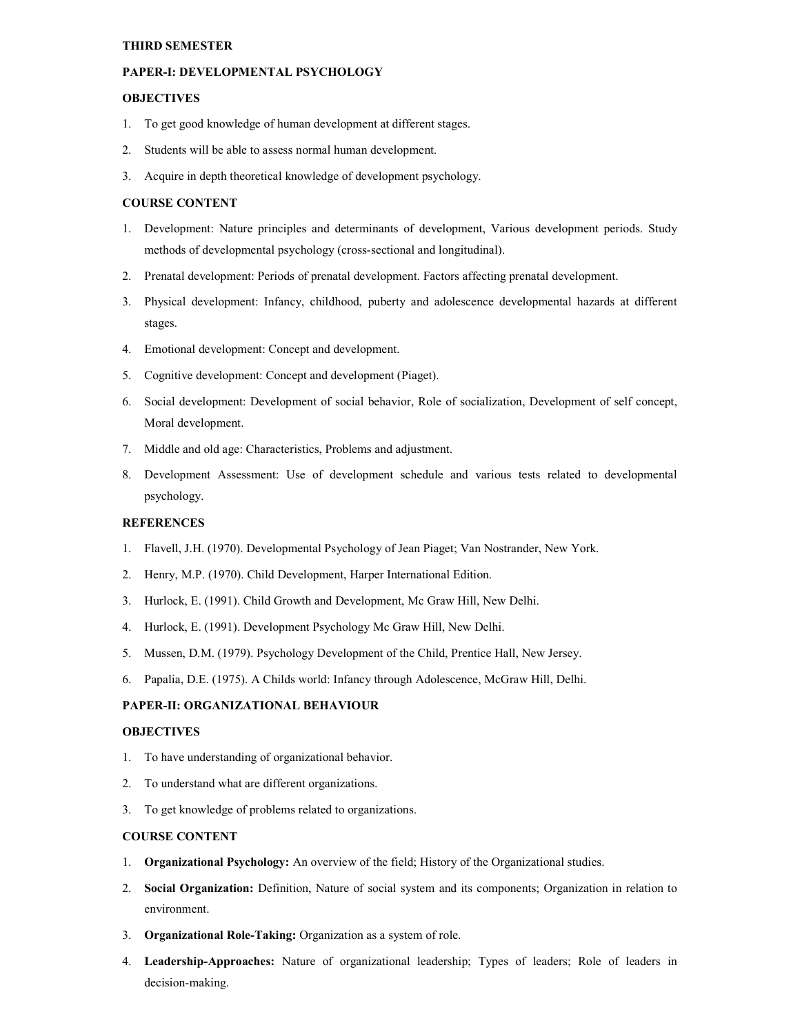## THIRD SEMESTER

### PAPER-I: DEVELOPMENTAL PSYCHOLOGY

#### OBJECTIVES

1. To get good knowledge of human development at different stages.
2. Students will be able to assess normal human development.
3. Acquire in depth theoretical knowledge of development psychology.

#### COURSE CONTENT

1. Development: Nature principles and determinants of development, Various development periods. Study methods of developmental psychology (cross-sectional and longitudinal).
2. Prenatal development: Periods of prenatal development. Factors affecting prenatal development.
3. Physical development: Infancy, childhood, puberty and adolescence developmental hazards at different stages.
4. Emotional development: Concept and development.
5. Cognitive development: Concept and development (Piaget).
6. Social development: Development of social behavior, Role of socialization, Development of self concept, Moral development.
7. Middle and old age: Characteristics, Problems and adjustment.
8. Development Assessment: Use of development schedule and various tests related to developmental psychology.

#### REFERENCES

1. Flavell, J.H. (1970). Developmental Psychology of Jean Piaget; Van Nostrander, New York.
2. Henry, M.P. (1970). Child Development, Harper International Edition.
3. Hurlock, E. (1991). Child Growth and Development, Mc Graw Hill, New Delhi.
4. Hurlock, E. (1991). Development Psychology Mc Graw Hill, New Delhi.
5. Mussen, D.M. (1979). Psychology Development of the Child, Prentice Hall, New Jersey.
6. Papalia, D.E. (1975). A Childs world: Infancy through Adolescence, McGraw Hill, Delhi.

### PAPER-II: ORGANIZATIONAL BEHAVIOUR

#### OBJECTIVES

1. To have understanding of organizational behavior.
2. To understand what are different organizations.
3. To get knowledge of problems related to organizations.

#### COURSE CONTENT

1. **Organizational Psychology:** An overview of the field; History of the Organizational studies.
2. **Social Organization:** Definition, Nature of social system and its components; Organization in relation to environment.
3. **Organizational Role-Taking:** Organization as a system of role.
4. **Leadership-Approaches:** Nature of organizational leadership; Types of leaders; Role of leaders in decision-making.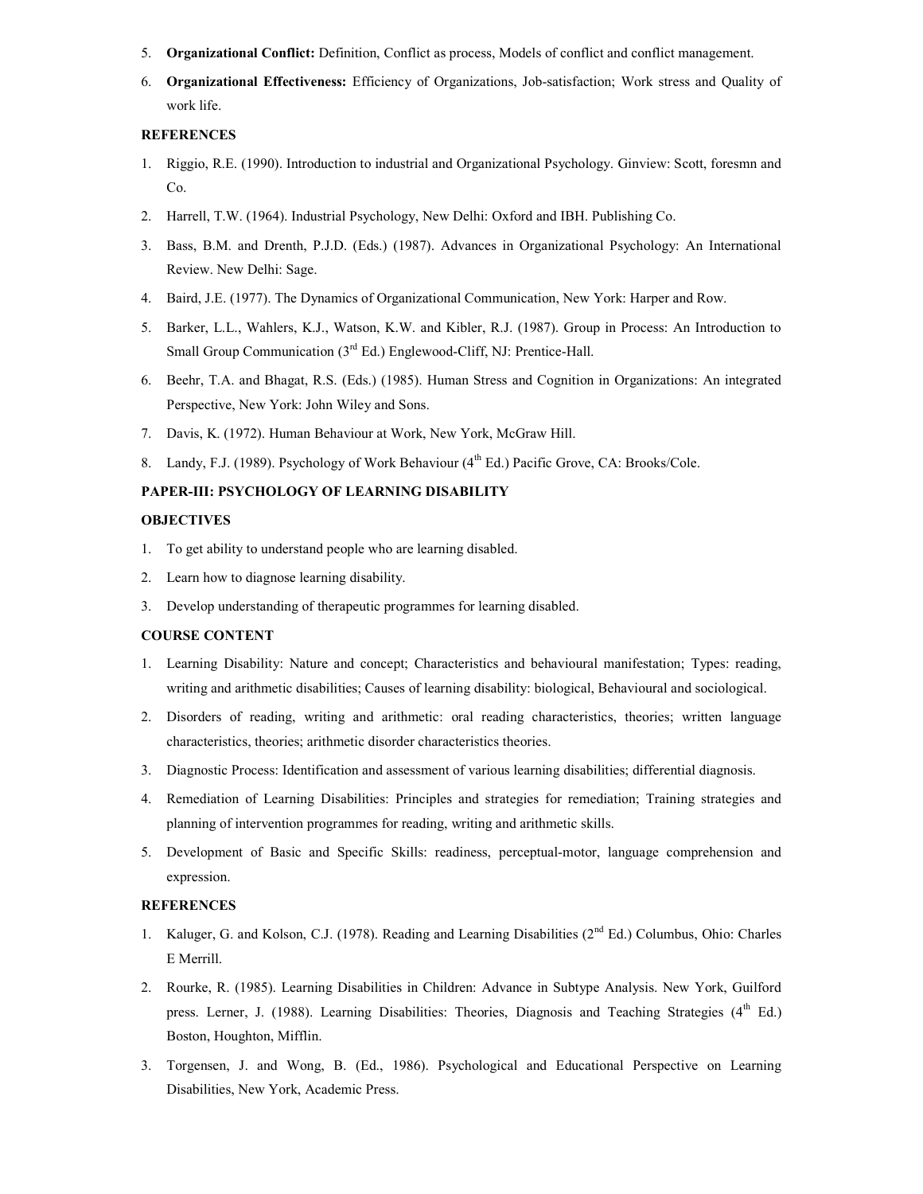5. **Organizational Conflict:** Definition, Conflict as process, Models of conflict and conflict management.
6. **Organizational Effectiveness:** Efficiency of Organizations, Job-satisfaction; Work stress and Quality of work life.

**REFERENCES**

1. Riggio, R.E. (1990). Introduction to industrial and Organizational Psychology. Ginview: Scott, foresmn and Co.
2. Harrell, T.W. (1964). Industrial Psychology, New Delhi: Oxford and IBH. Publishing Co.
3. Bass, B.M. and Drenth, P.J.D. (Eds.) (1987). Advances in Organizational Psychology: An International Review. New Delhi: Sage.
4. Baird, J.E. (1977). The Dynamics of Organizational Communication, New York: Harper and Row.
5. Barker, L.L., Wahlers, K.J., Watson, K.W. and Kibler, R.J. (1987). Group in Process: An Introduction to Small Group Communication (3rd Ed.) Englewood-Cliff, NJ: Prentice-Hall.
6. Beehr, T.A. and Bhagat, R.S. (Eds.) (1985). Human Stress and Cognition in Organizations: An integrated Perspective, New York: John Wiley and Sons.
7. Davis, K. (1972). Human Behaviour at Work, New York, McGraw Hill.
8. Landy, F.J. (1989). Psychology of Work Behaviour (4th Ed.) Pacific Grove, CA: Brooks/Cole.

**PAPER-III: PSYCHOLOGY OF LEARNING DISABILITY**

**OBJECTIVES**

1. To get ability to understand people who are learning disabled.
2. Learn how to diagnose learning disability.
3. Develop understanding of therapeutic programmes for learning disabled.

**COURSE CONTENT**

1. Learning Disability: Nature and concept; Characteristics and behavioural manifestation; Types: reading, writing and arithmetic disabilities; Causes of learning disability: biological, Behavioural and sociological.
2. Disorders of reading, writing and arithmetic: oral reading characteristics, theories; written language characteristics, theories; arithmetic disorder characteristics theories.
3. Diagnostic Process: Identification and assessment of various learning disabilities; differential diagnosis.
4. Remediation of Learning Disabilities: Principles and strategies for remediation; Training strategies and planning of intervention programmes for reading, writing and arithmetic skills.
5. Development of Basic and Specific Skills: readiness, perceptual-motor, language comprehension and expression.

**REFERENCES**

1. Kaluger, G. and Kolson, C.J. (1978). Reading and Learning Disabilities (2nd Ed.) Columbus, Ohio: Charles E Merrill.
2. Rourke, R. (1985). Learning Disabilities in Children: Advance in Subtype Analysis. New York, Guilford press. Lerner, J. (1988). Learning Disabilities: Theories, Diagnosis and Teaching Strategies (4th Ed.) Boston, Houghton, Mifflin.
3. Torgensen, J. and Wong, B. (Ed., 1986). Psychological and Educational Perspective on Learning Disabilities, New York, Academic Press.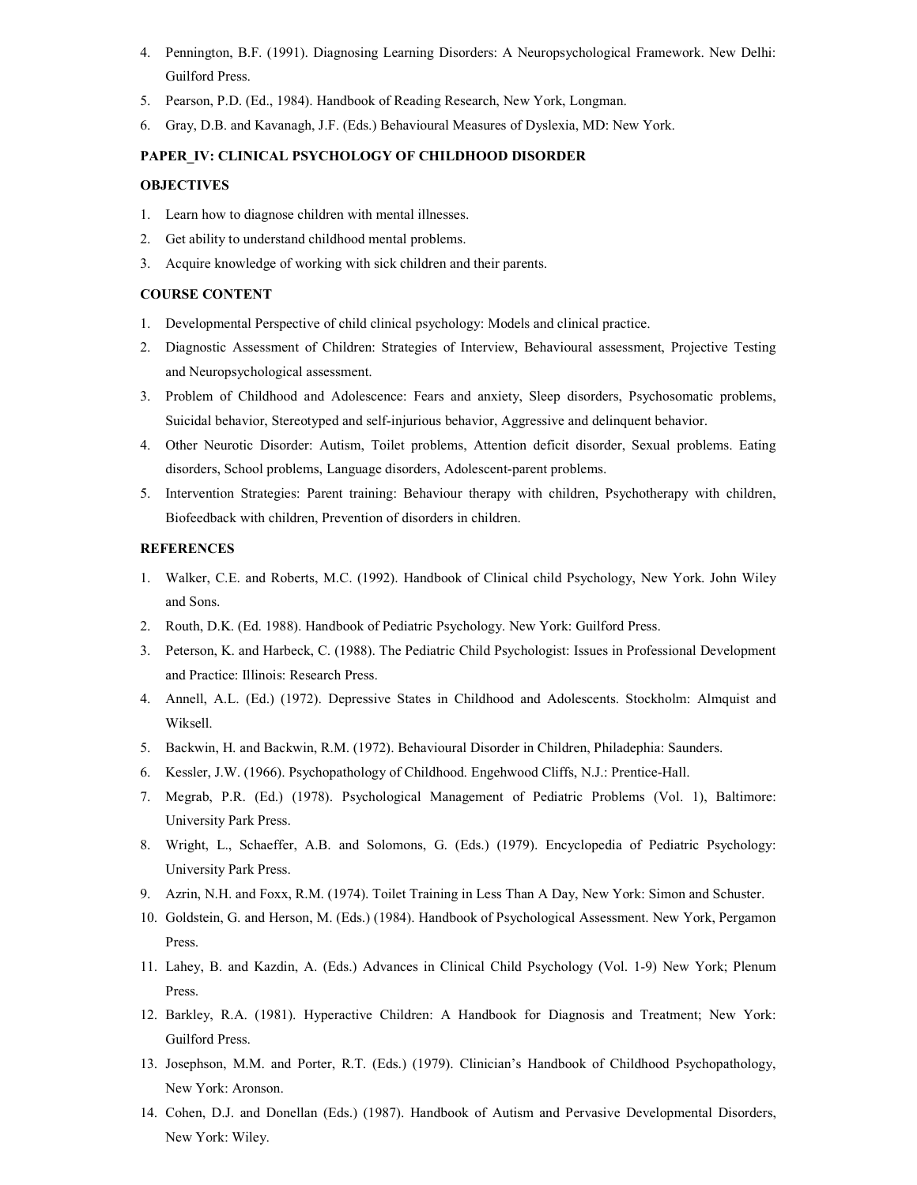4. Pennington, B.F. (1991). Diagnosing Learning Disorders: A Neuropsychological Framework. New Delhi: Guilford Press.
5. Pearson, P.D. (Ed., 1984). Handbook of Reading Research, New York, Longman.
6. Gray, D.B. and Kavanagh, J.F. (Eds.) Behavioural Measures of Dyslexia, MD: New York.

## PAPER_IV: CLINICAL PSYCHOLOGY OF CHILDHOOD DISORDER

### OBJECTIVES

1. Learn how to diagnose children with mental illnesses.
2. Get ability to understand childhood mental problems.
3. Acquire knowledge of working with sick children and their parents.

### COURSE CONTENT

1. Developmental Perspective of child clinical psychology: Models and clinical practice.
2. Diagnostic Assessment of Children: Strategies of Interview, Behavioural assessment, Projective Testing and Neuropsychological assessment.
3. Problem of Childhood and Adolescence: Fears and anxiety, Sleep disorders, Psychosomatic problems, Suicidal behavior, Stereotyped and self-injurious behavior, Aggressive and delinquent behavior.
4. Other Neurotic Disorder: Autism, Toilet problems, Attention deficit disorder, Sexual problems. Eating disorders, School problems, Language disorders, Adolescent-parent problems.
5. Intervention Strategies: Parent training: Behaviour therapy with children, Psychotherapy with children, Biofeedback with children, Prevention of disorders in children.

### REFERENCES

1. Walker, C.E. and Roberts, M.C. (1992). Handbook of Clinical child Psychology, New York. John Wiley and Sons.
2. Routh, D.K. (Ed. 1988). Handbook of Pediatric Psychology. New York: Guilford Press.
3. Peterson, K. and Harbeck, C. (1988). The Pediatric Child Psychologist: Issues in Professional Development and Practice: Illinois: Research Press.
4. Annell, A.L. (Ed.) (1972). Depressive States in Childhood and Adolescents. Stockholm: Almquist and Wiksell.
5. Backwin, H. and Backwin, R.M. (1972). Behavioural Disorder in Children, Philadephia: Saunders.
6. Kessler, J.W. (1966). Psychopathology of Childhood. Engehwood Cliffs, N.J.: Prentice-Hall.
7. Megrab, P.R. (Ed.) (1978). Psychological Management of Pediatric Problems (Vol. 1), Baltimore: University Park Press.
8. Wright, L., Schaeffer, A.B. and Solomons, G. (Eds.) (1979). Encyclopedia of Pediatric Psychology: University Park Press.
9. Azrin, N.H. and Foxx, R.M. (1974). Toilet Training in Less Than A Day, New York: Simon and Schuster.
10. Goldstein, G. and Herson, M. (Eds.) (1984). Handbook of Psychological Assessment. New York, Pergamon Press.
11. Lahey, B. and Kazdin, A. (Eds.) Advances in Clinical Child Psychology (Vol. 1-9) New York; Plenum Press.
12. Barkley, R.A. (1981). Hyperactive Children: A Handbook for Diagnosis and Treatment; New York: Guilford Press.
13. Josephson, M.M. and Porter, R.T. (Eds.) (1979). Clinician's Handbook of Childhood Psychopathology, New York: Aronson.
14. Cohen, D.J. and Donellan (Eds.) (1987). Handbook of Autism and Pervasive Developmental Disorders, New York: Wiley.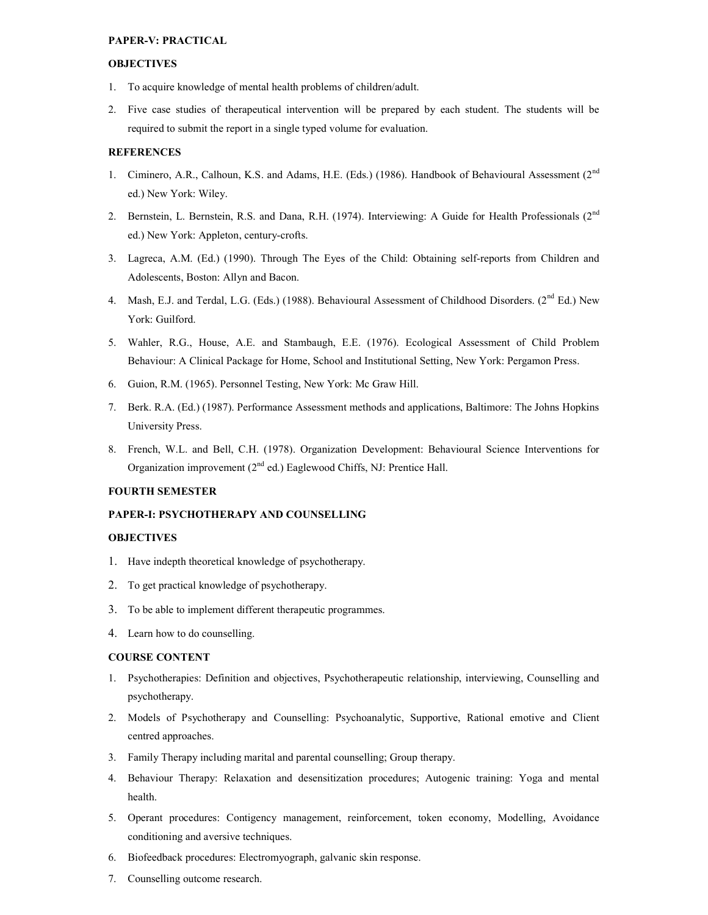**PAPER-V: PRACTICAL**

**OBJECTIVES**

1. To acquire knowledge of mental health problems of children/adult.
2. Five case studies of therapeutical intervention will be prepared by each student. The students will be required to submit the report in a single typed volume for evaluation.

**REFERENCES**

1. Ciminero, A.R., Calhoun, K.S. and Adams, H.E. (Eds.) (1986). Handbook of Behavioural Assessment (2nd ed.) New York: Wiley.
2. Bernstein, L. Bernstein, R.S. and Dana, R.H. (1974). Interviewing: A Guide for Health Professionals (2nd ed.) New York: Appleton, century-crofts.
3. Lagreca, A.M. (Ed.) (1990). Through The Eyes of the Child: Obtaining self-reports from Children and Adolescents, Boston: Allyn and Bacon.
4. Mash, E.J. and Terdal, L.G. (Eds.) (1988). Behavioural Assessment of Childhood Disorders. (2nd Ed.) New York: Guilford.
5. Wahler, R.G., House, A.E. and Stambaugh, E.E. (1976). Ecological Assessment of Child Problem Behaviour: A Clinical Package for Home, School and Institutional Setting, New York: Pergamon Press.
6. Guion, R.M. (1965). Personnel Testing, New York: Mc Graw Hill.
7. Berk. R.A. (Ed.) (1987). Performance Assessment methods and applications, Baltimore: The Johns Hopkins University Press.
8. French, W.L. and Bell, C.H. (1978). Organization Development: Behavioural Science Interventions for Organization improvement (2nd ed.) Eaglewood Chiffs, NJ: Prentice Hall.

**FOURTH SEMESTER**

**PAPER-I: PSYCHOTHERAPY AND COUNSELLING**

**OBJECTIVES**

1. Have indepth theoretical knowledge of psychotherapy.
2. To get practical knowledge of psychotherapy.
3. To be able to implement different therapeutic programmes.
4. Learn how to do counselling.

**COURSE CONTENT**

1. Psychotherapies: Definition and objectives, Psychotherapeutic relationship, interviewing, Counselling and psychotherapy.
2. Models of Psychotherapy and Counselling: Psychoanalytic, Supportive, Rational emotive and Client centred approaches.
3. Family Therapy including marital and parental counselling; Group therapy.
4. Behaviour Therapy: Relaxation and desensitization procedures; Autogenic training: Yoga and mental health.
5. Operant procedures: Contigency management, reinforcement, token economy, Modelling, Avoidance conditioning and aversive techniques.
6. Biofeedback procedures: Electromyograph, galvanic skin response.
7. Counselling outcome research.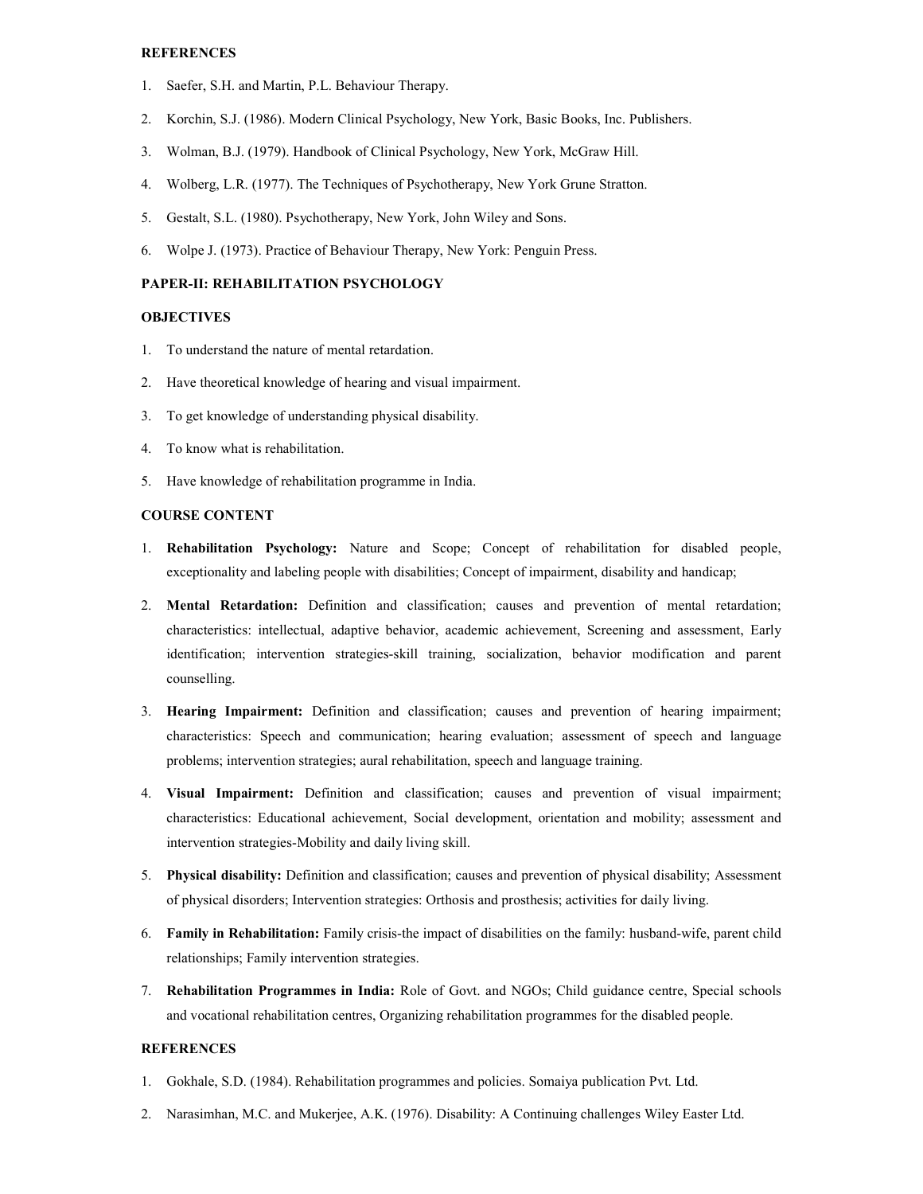**REFERENCES**

1. Saefer, S.H. and Martin, P.L. Behaviour Therapy.
2. Korchin, S.J. (1986). Modern Clinical Psychology, New York, Basic Books, Inc. Publishers.
3. Wolman, B.J. (1979). Handbook of Clinical Psychology, New York, McGraw Hill.
4. Wolberg, L.R. (1977). The Techniques of Psychotherapy, New York Grune Stratton.
5. Gestalt, S.L. (1980). Psychotherapy, New York, John Wiley and Sons.
6. Wolpe J. (1973). Practice of Behaviour Therapy, New York: Penguin Press.

## PAPER-II: REHABILITATION PSYCHOLOGY

**OBJECTIVES**

1. To understand the nature of mental retardation.
2. Have theoretical knowledge of hearing and visual impairment.
3. To get knowledge of understanding physical disability.
4. To know what is rehabilitation.
5. Have knowledge of rehabilitation programme in India.

**COURSE CONTENT**

1. **Rehabilitation Psychology:** Nature and Scope; Concept of rehabilitation for disabled people, exceptionality and labeling people with disabilities; Concept of impairment, disability and handicap;
2. **Mental Retardation:** Definition and classification; causes and prevention of mental retardation; characteristics: intellectual, adaptive behavior, academic achievement, Screening and assessment, Early identification; intervention strategies-skill training, socialization, behavior modification and parent counselling.
3. **Hearing Impairment:** Definition and classification; causes and prevention of hearing impairment; characteristics: Speech and communication; hearing evaluation; assessment of speech and language problems; intervention strategies; aural rehabilitation, speech and language training.
4. **Visual Impairment:** Definition and classification; causes and prevention of visual impairment; characteristics: Educational achievement, Social development, orientation and mobility; assessment and intervention strategies-Mobility and daily living skill.
5. **Physical disability:** Definition and classification; causes and prevention of physical disability; Assessment of physical disorders; Intervention strategies: Orthosis and prosthesis; activities for daily living.
6. **Family in Rehabilitation:** Family crisis-the impact of disabilities on the family: husband-wife, parent child relationships; Family intervention strategies.
7. **Rehabilitation Programmes in India:** Role of Govt. and NGOs; Child guidance centre, Special schools and vocational rehabilitation centres, Organizing rehabilitation programmes for the disabled people.

**REFERENCES**

1. Gokhale, S.D. (1984). Rehabilitation programmes and policies. Somaiya publication Pvt. Ltd.
2. Narasimhan, M.C. and Mukerjee, A.K. (1976). Disability: A Continuing challenges Wiley Easter Ltd.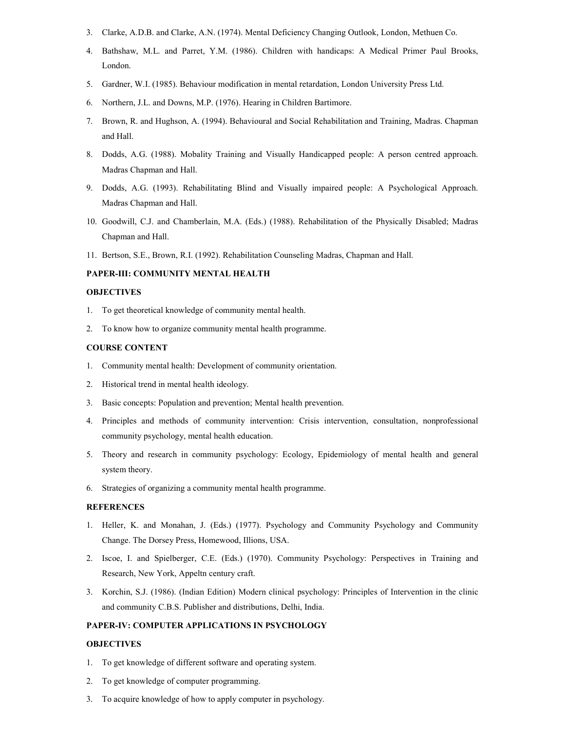3. Clarke, A.D.B. and Clarke, A.N. (1974). Mental Deficiency Changing Outlook, London, Methuen Co.
4. Bathshaw, M.L. and Parret, Y.M. (1986). Children with handicaps: A Medical Primer Paul Brooks, London.
5. Gardner, W.I. (1985). Behaviour modification in mental retardation, London University Press Ltd.
6. Northern, J.L. and Downs, M.P. (1976). Hearing in Children Bartimore.
7. Brown, R. and Hughson, A. (1994). Behavioural and Social Rehabilitation and Training, Madras. Chapman and Hall.
8. Dodds, A.G. (1988). Mobality Training and Visually Handicapped people: A person centred approach. Madras Chapman and Hall.
9. Dodds, A.G. (1993). Rehabilitating Blind and Visually impaired people: A Psychological Approach. Madras Chapman and Hall.
10. Goodwill, C.J. and Chamberlain, M.A. (Eds.) (1988). Rehabilitation of the Physically Disabled; Madras Chapman and Hall.
11. Bertson, S.E., Brown, R.I. (1992). Rehabilitation Counseling Madras, Chapman and Hall.

**PAPER-III: COMMUNITY MENTAL HEALTH**

**OBJECTIVES**

1. To get theoretical knowledge of community mental health.
2. To know how to organize community mental health programme.

**COURSE CONTENT**

1. Community mental health: Development of community orientation.
2. Historical trend in mental health ideology.
3. Basic concepts: Population and prevention; Mental health prevention.
4. Principles and methods of community intervention: Crisis intervention, consultation, nonprofessional community psychology, mental health education.
5. Theory and research in community psychology: Ecology, Epidemiology of mental health and general system theory.
6. Strategies of organizing a community mental health programme.

**REFERENCES**

1. Heller, K. and Monahan, J. (Eds.) (1977). Psychology and Community Psychology and Community Change. The Dorsey Press, Homewood, Illions, USA.
2. Iscoe, I. and Spielberger, C.E. (Eds.) (1970). Community Psychology: Perspectives in Training and Research, New York, Appeltn century craft.
3. Korchin, S.J. (1986). (Indian Edition) Modern clinical psychology: Principles of Intervention in the clinic and community C.B.S. Publisher and distributions, Delhi, India.

**PAPER-IV: COMPUTER APPLICATIONS IN PSYCHOLOGY**

**OBJECTIVES**

1. To get knowledge of different software and operating system.
2. To get knowledge of computer programming.
3. To acquire knowledge of how to apply computer in psychology.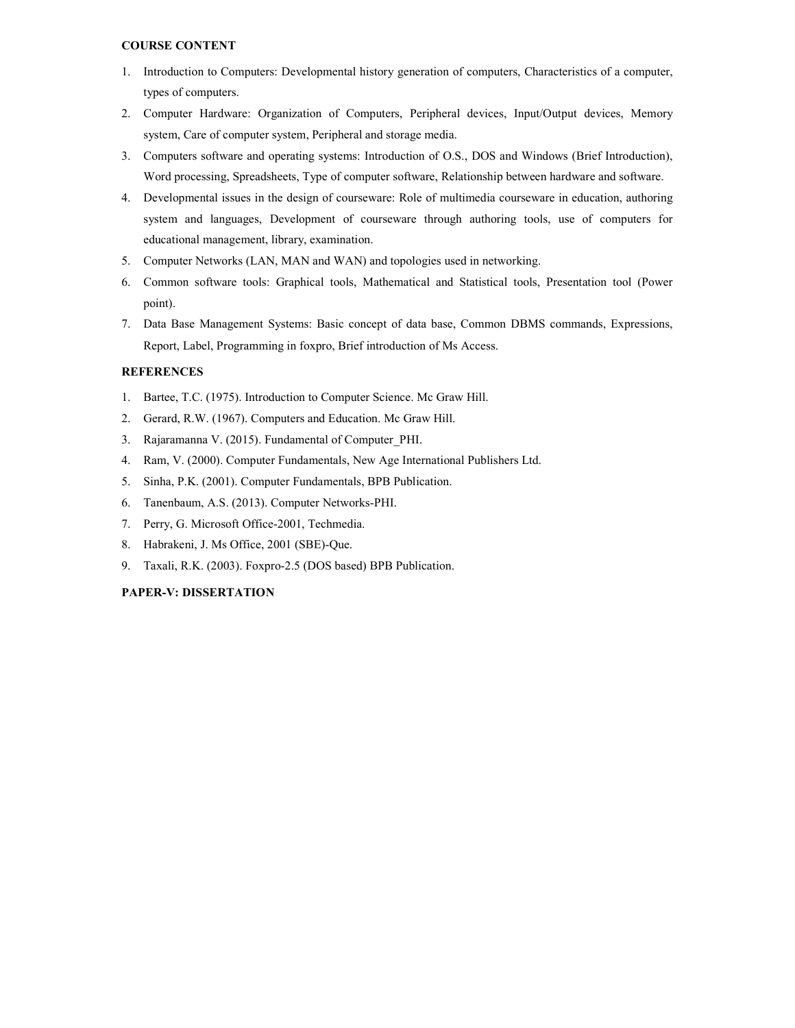**COURSE CONTENT**

1. Introduction to Computers: Developmental history generation of computers, Characteristics of a computer, types of computers.
2. Computer Hardware: Organization of Computers, Peripheral devices, Input/Output devices, Memory system, Care of computer system, Peripheral and storage media.
3. Computers software and operating systems: Introduction of O.S., DOS and Windows (Brief Introduction), Word processing, Spreadsheets, Type of computer software, Relationship between hardware and software.
4. Developmental issues in the design of courseware: Role of multimedia courseware in education, authoring system and languages, Development of courseware through authoring tools, use of computers for educational management, library, examination.
5. Computer Networks (LAN, MAN and WAN) and topologies used in networking.
6. Common software tools: Graphical tools, Mathematical and Statistical tools, Presentation tool (Power point).
7. Data Base Management Systems: Basic concept of data base, Common DBMS commands, Expressions, Report, Label, Programming in foxpro, Brief introduction of Ms Access.

**REFERENCES**

1. Bartee, T.C. (1975). Introduction to Computer Science. Mc Graw Hill.
2. Gerard, R.W. (1967). Computers and Education. Mc Graw Hill.
3. Rajaramanna V. (2015). Fundamental of Computer_PHI.
4. Ram, V. (2000). Computer Fundamentals, New Age International Publishers Ltd.
5. Sinha, P.K. (2001). Computer Fundamentals, BPB Publication.
6. Tanenbaum, A.S. (2013). Computer Networks-PHI.
7. Perry, G. Microsoft Office-2001, Techmedia.
8. Habrakeni, J. Ms Office, 2001 (SBE)-Que.
9. Taxali, R.K. (2003). Foxpro-2.5 (DOS based) BPB Publication.

**PAPER-V: DISSERTATION**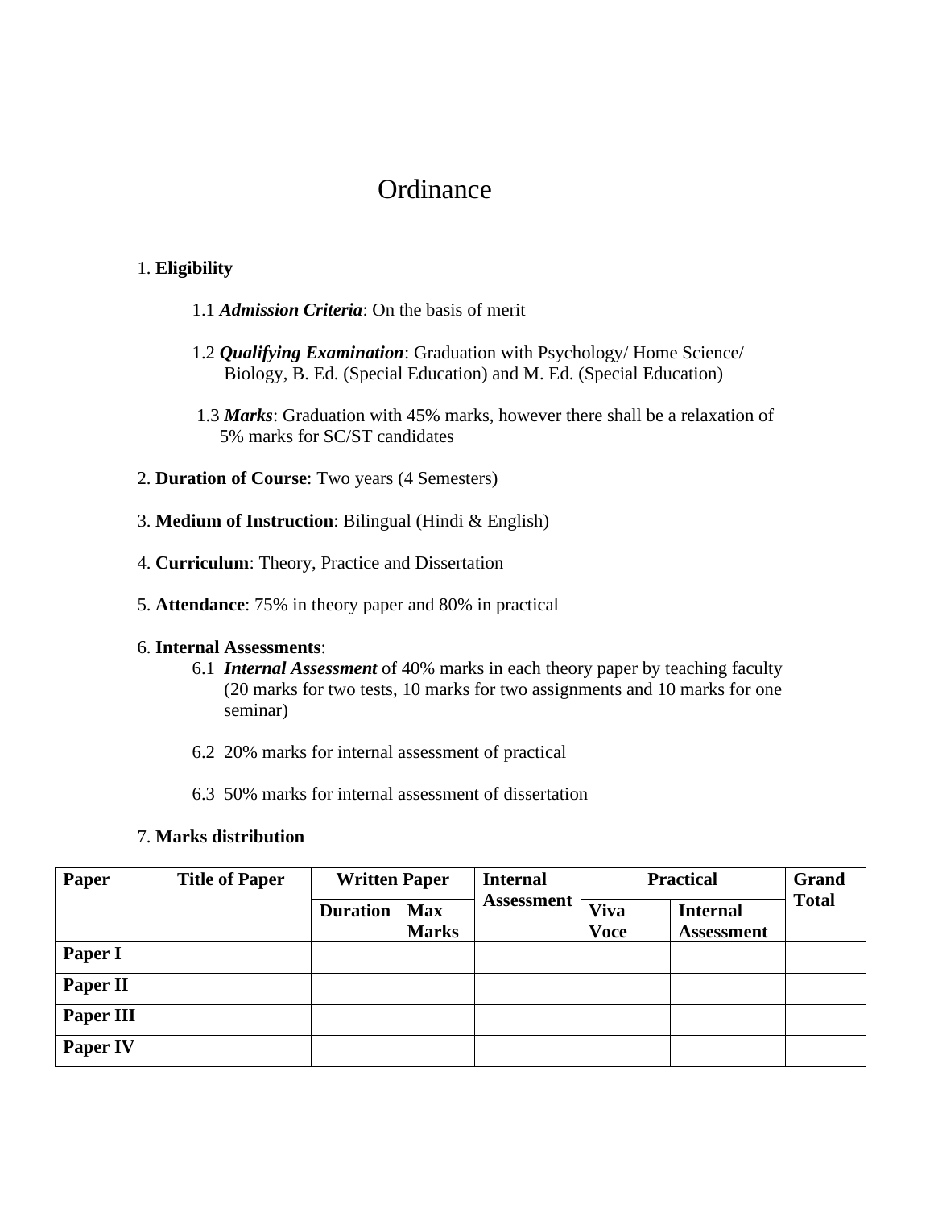# Ordinance

1. **Eligibility**

   1.1 ***Admission Criteria***: On the basis of merit

   1.2 ***Qualifying Examination***: Graduation with Psychology/ Home Science/ Biology, B. Ed. (Special Education) and M. Ed. (Special Education)

   1.3 ***Marks***: Graduation with 45% marks, however there shall be a relaxation of 5% marks for SC/ST candidates

2. **Duration of Course**: Two years (4 Semesters)

3. **Medium of Instruction**: Bilingual (Hindi & English)

4. **Curriculum**: Theory, Practice and Dissertation

5. **Attendance**: 75% in theory paper and 80% in practical

6. **Internal Assessments**:

   6.1 ***Internal Assessment*** of 40% marks in each theory paper by teaching faculty (20 marks for two tests, 10 marks for two assignments and 10 marks for one seminar)

   6.2 20% marks for internal assessment of practical

   6.3 50% marks for internal assessment of dissertation

7. **Marks distribution**

| **Paper** | **Title of Paper** | **Written Paper** | | **Internal Assessment** | **Practical** | | **Grand Total** |
|---|---|---|---|---|---|---|---|
| | | **Duration** | **Max Marks** | | **Viva Voce** | **Internal Assessment** | |
| **Paper I** | | | | | | | |
| **Paper II** | | | | | | | |
| **Paper III** | | | | | | | |
| **Paper IV** | | | | | | | |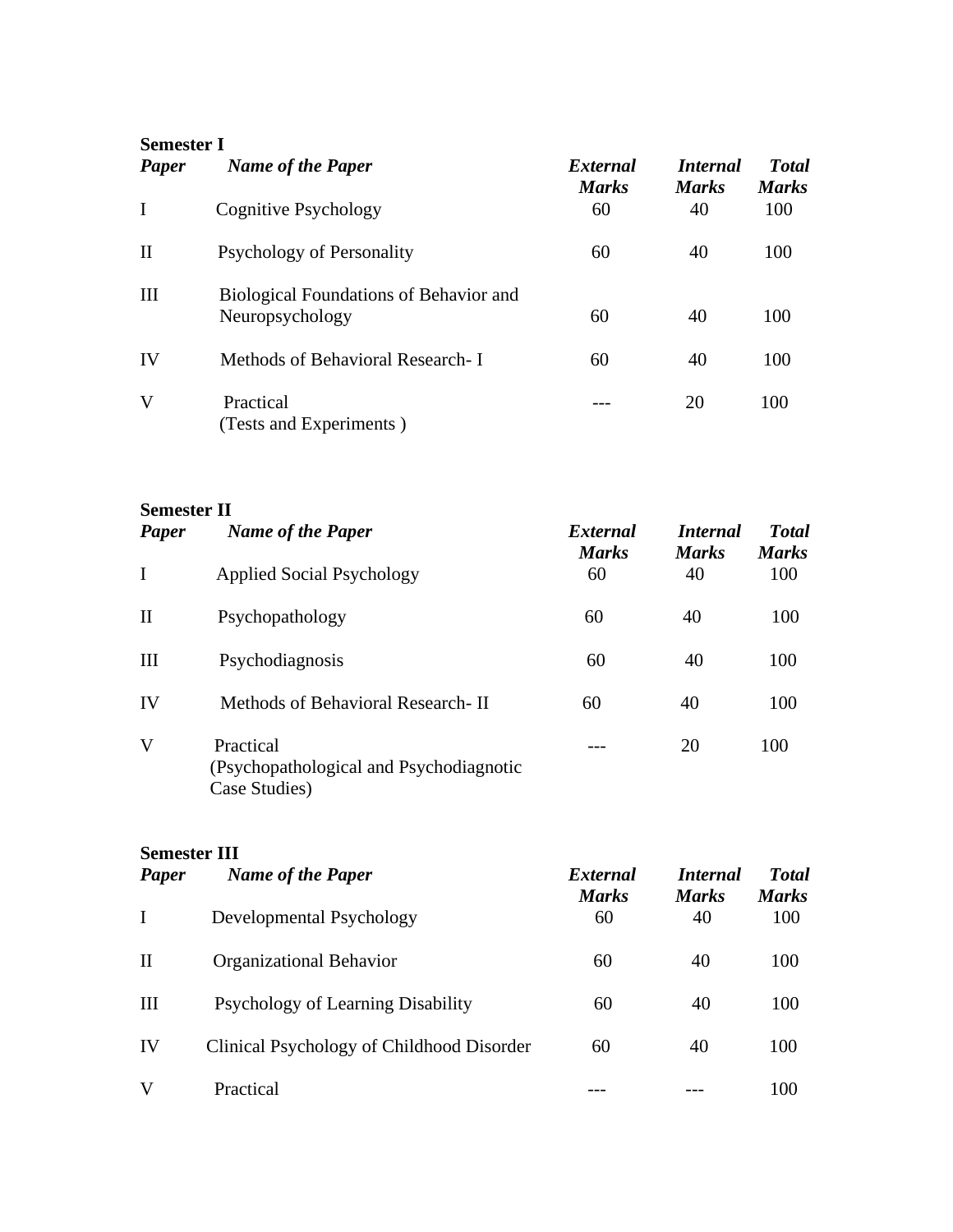**Semester I**

| *Paper* | *Name of the Paper* | *External Marks* | *Internal Marks* | *Total Marks* |
|---|---|---|---|---|
| I | Cognitive Psychology | 60 | 40 | 100 |
| II | Psychology of Personality | 60 | 40 | 100 |
| III | Biological Foundations of Behavior and Neuropsychology | 60 | 40 | 100 |
| IV | Methods of Behavioral Research- I | 60 | 40 | 100 |
| V | Practical (Tests and Experiments ) | --- | 20 | 100 |

**Semester II**

| *Paper* | *Name of the Paper* | *External Marks* | *Internal Marks* | *Total Marks* |
|---|---|---|---|---|
| I | Applied Social Psychology | 60 | 40 | 100 |
| II | Psychopathology | 60 | 40 | 100 |
| III | Psychodiagnosis | 60 | 40 | 100 |
| IV | Methods of Behavioral Research- II | 60 | 40 | 100 |
| V | Practical (Psychopathological and Psychodiagnotic Case Studies) | --- | 20 | 100 |

**Semester III**

| *Paper* | *Name of the Paper* | *External Marks* | *Internal Marks* | *Total Marks* |
|---|---|---|---|---|
| I | Developmental Psychology | 60 | 40 | 100 |
| II | Organizational Behavior | 60 | 40 | 100 |
| III | Psychology of Learning Disability | 60 | 40 | 100 |
| IV | Clinical Psychology of Childhood Disorder | 60 | 40 | 100 |
| V | Practical | --- | --- | 100 |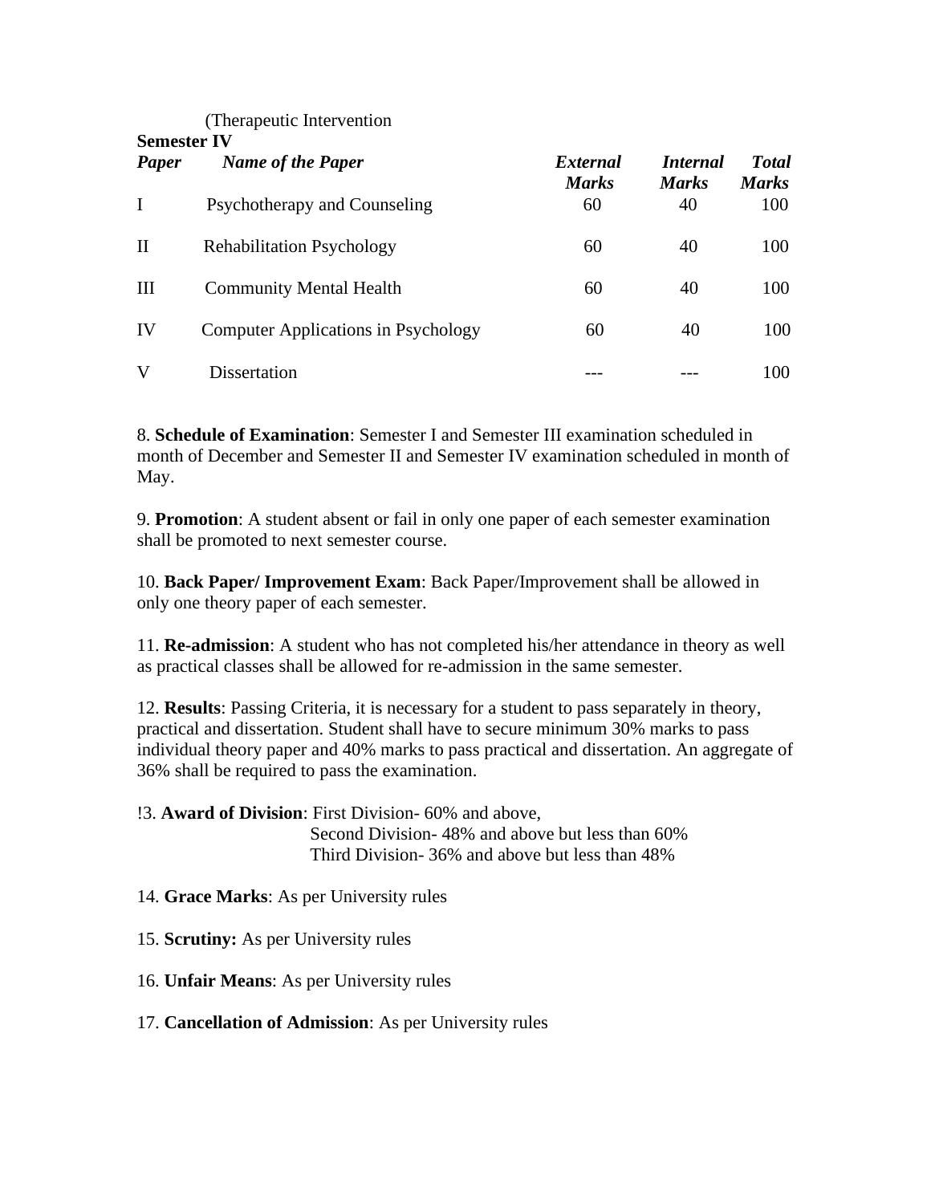(Therapeutic Intervention

**Semester IV**

| *Paper* | *Name of the Paper* | *External Marks* | *Internal Marks* | *Total Marks* |
| --- | --- | --- | --- | --- |
| I | Psychotherapy and Counseling | 60 | 40 | 100 |
| II | Rehabilitation Psychology | 60 | 40 | 100 |
| III | Community Mental Health | 60 | 40 | 100 |
| IV | Computer Applications in Psychology | 60 | 40 | 100 |
| V | Dissertation | --- | --- | 100 |

8. **Schedule of Examination**: Semester I and Semester III examination scheduled in month of December and Semester II and Semester IV examination scheduled in month of May.

9. **Promotion**: A student absent or fail in only one paper of each semester examination shall be promoted to next semester course.

10. **Back Paper/ Improvement Exam**: Back Paper/Improvement shall be allowed in only one theory paper of each semester.

11. **Re-admission**: A student who has not completed his/her attendance in theory as well as practical classes shall be allowed for re-admission in the same semester.

12. **Results**: Passing Criteria, it is necessary for a student to pass separately in theory, practical and dissertation. Student shall have to secure minimum 30% marks to pass individual theory paper and 40% marks to pass practical and dissertation. An aggregate of 36% shall be required to pass the examination.

!3. **Award of Division**: First Division- 60% and above,
Second Division- 48% and above but less than 60%
Third Division- 36% and above but less than 48%

14. **Grace Marks**: As per University rules

15. **Scrutiny:** As per University rules

16. **Unfair Means**: As per University rules

17. **Cancellation of Admission**: As per University rules